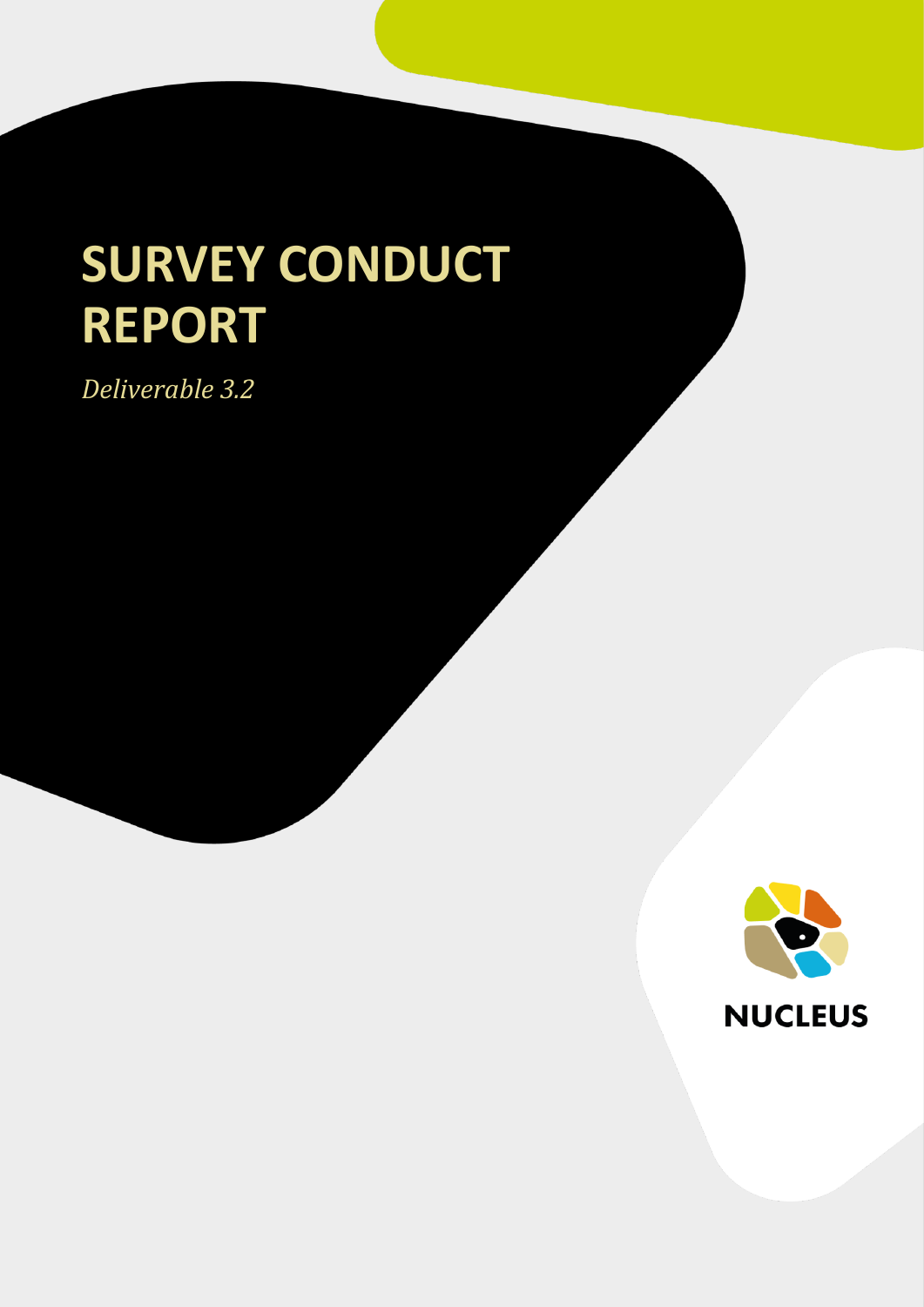# SURVEY CONDUCT REPORT

*Deliverable 3.2*

NUCLEUS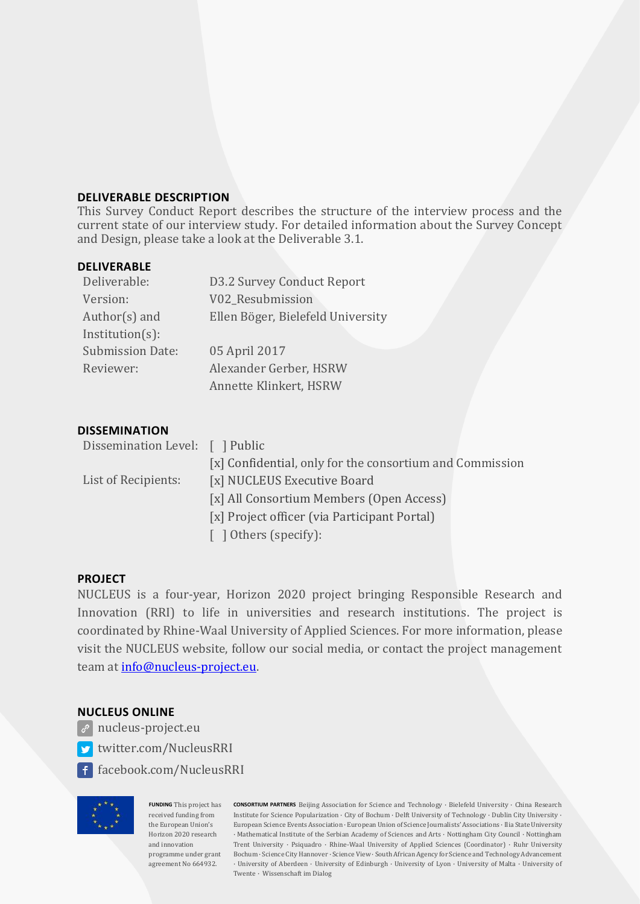**DELIVERABLE DESCRIPTION**

This Survey Conduct Report describes the structure of the interview process and the current state of our interview study. For detailed information about the Survey Concept and Design, please take a look at the Deliverable 3.1.

**DELIVERABLE**

| | |
|---|---|
| Deliverable: | D3.2 Survey Conduct Report |
| Version: | V02_Resubmission |
| Author(s) and Institution(s): | Ellen Böger, Bielefeld University |
| Submission Date: | 05 April 2017 |
| Reviewer: | Alexander Gerber, HSRW<br>Annette Klinkert, HSRW |

**DISSEMINATION**

| | |
|---|---|
| Dissemination Level: | [ ] Public<br>[x] Confidential, only for the consortium and Commission |
| List of Recipients: | [x] NUCLEUS Executive Board<br>[x] All Consortium Members (Open Access)<br>[x] Project officer (via Participant Portal)<br>[ ] Others (specify): |

**PROJECT**

NUCLEUS is a four-year, Horizon 2020 project bringing Responsible Research and Innovation (RRI) to life in universities and research institutions. The project is coordinated by Rhine-Waal University of Applied Sciences. For more information, please visit the NUCLEUS website, follow our social media, or contact the project management team at info@nucleus-project.eu.

**NUCLEUS ONLINE**

- nucleus-project.eu
- twitter.com/NucleusRRI
- facebook.com/NucleusRRI

**FUNDING** This project has received funding from the European Union's Horizon 2020 research and innovation programme under grant agreement No 664932.

**CONSORTIUM PARTNERS** Beijing Association for Science and Technology · Bielefeld University · China Research Institute for Science Popularization · City of Bochum · Delft University of Technology · Dublin City University · European Science Events Association · European Union of Science Journalists' Associations · Ilia State University · Mathematical Institute of the Serbian Academy of Sciences and Arts · Nottingham City Council · Nottingham Trent University · Psiquadro · Rhine-Waal University of Applied Sciences (Coordinator) · Ruhr University Bochum · Science City Hannover · Science View · South African Agency for Science and Technology Advancement · University of Aberdeen · University of Edinburgh · University of Lyon · University of Malta · University of Twente · Wissenschaft im Dialog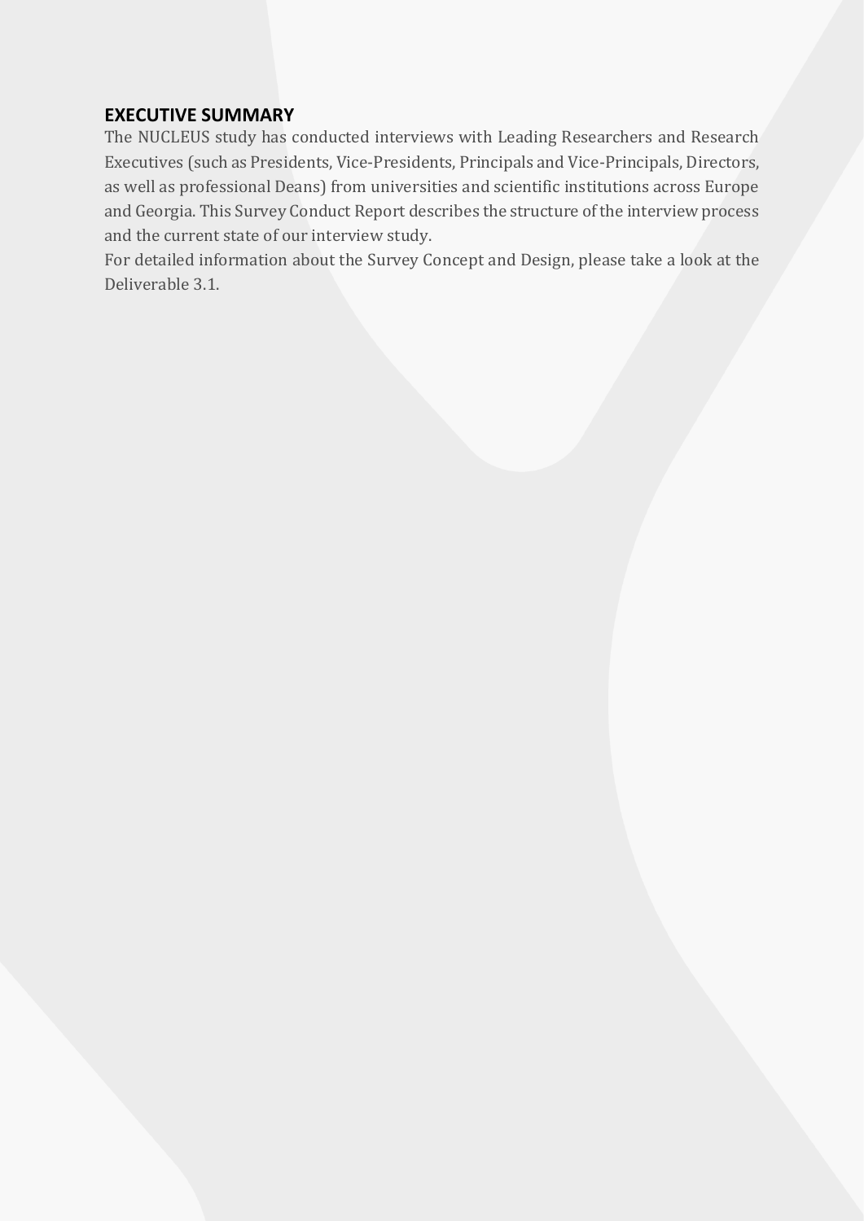## EXECUTIVE SUMMARY

The NUCLEUS study has conducted interviews with Leading Researchers and Research Executives (such as Presidents, Vice-Presidents, Principals and Vice-Principals, Directors, as well as professional Deans) from universities and scientific institutions across Europe and Georgia. This Survey Conduct Report describes the structure of the interview process and the current state of our interview study.

For detailed information about the Survey Concept and Design, please take a look at the Deliverable 3.1.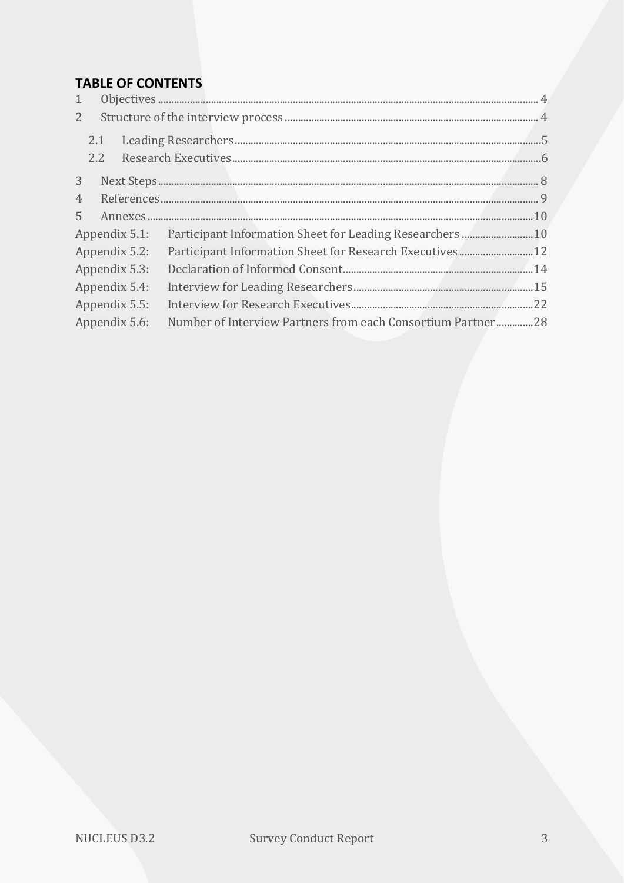# TABLE OF CONTENTS

1 Objectives ........ 4

2 Structure of the interview process ........ 4

2.1 Leading Researchers ........ 5

2.2 Research Executives ........ 6

3 Next Steps ........ 8

4 References ........ 9

5 Annexes ........ 10

Appendix 5.1: Participant Information Sheet for Leading Researchers ........ 10

Appendix 5.2: Participant Information Sheet for Research Executives ........ 12

Appendix 5.3: Declaration of Informed Consent ........ 14

Appendix 5.4: Interview for Leading Researchers ........ 15

Appendix 5.5: Interview for Research Executives ........ 22

Appendix 5.6: Number of Interview Partners from each Consortium Partner ........ 28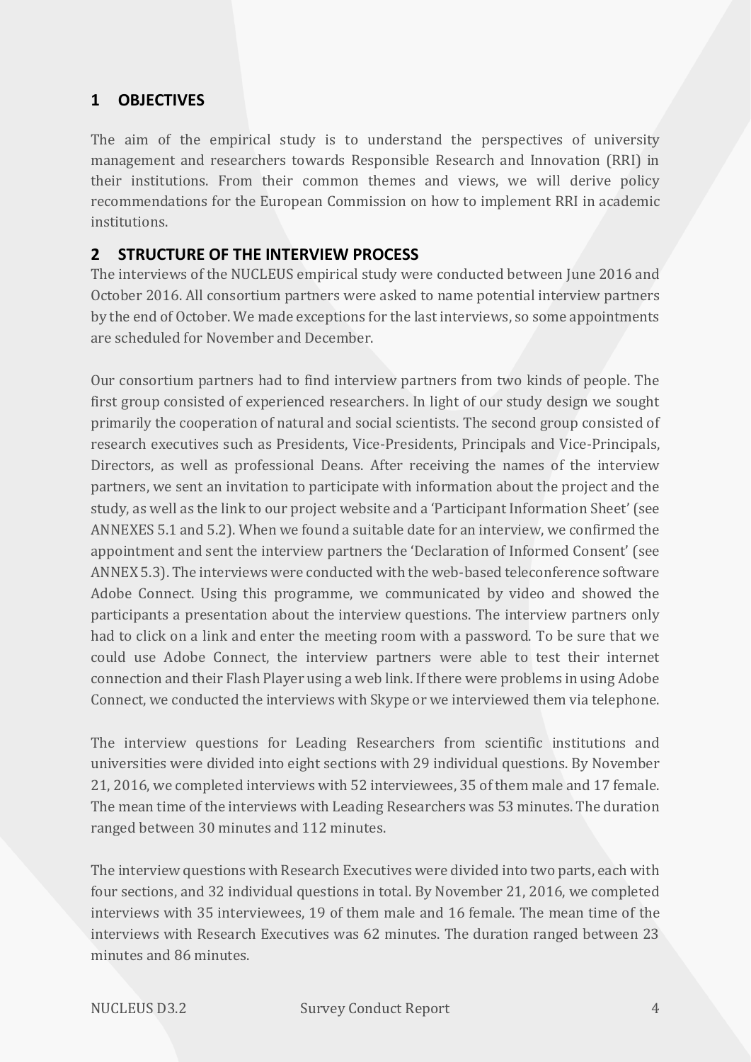## 1 OBJECTIVES

The aim of the empirical study is to understand the perspectives of university management and researchers towards Responsible Research and Innovation (RRI) in their institutions. From their common themes and views, we will derive policy recommendations for the European Commission on how to implement RRI in academic institutions.

## 2 STRUCTURE OF THE INTERVIEW PROCESS

The interviews of the NUCLEUS empirical study were conducted between June 2016 and October 2016. All consortium partners were asked to name potential interview partners by the end of October. We made exceptions for the last interviews, so some appointments are scheduled for November and December.

Our consortium partners had to find interview partners from two kinds of people. The first group consisted of experienced researchers. In light of our study design we sought primarily the cooperation of natural and social scientists. The second group consisted of research executives such as Presidents, Vice-Presidents, Principals and Vice-Principals, Directors, as well as professional Deans. After receiving the names of the interview partners, we sent an invitation to participate with information about the project and the study, as well as the link to our project website and a 'Participant Information Sheet' (see ANNEXES 5.1 and 5.2). When we found a suitable date for an interview, we confirmed the appointment and sent the interview partners the 'Declaration of Informed Consent' (see ANNEX 5.3). The interviews were conducted with the web-based teleconference software Adobe Connect. Using this programme, we communicated by video and showed the participants a presentation about the interview questions. The interview partners only had to click on a link and enter the meeting room with a password. To be sure that we could use Adobe Connect, the interview partners were able to test their internet connection and their Flash Player using a web link. If there were problems in using Adobe Connect, we conducted the interviews with Skype or we interviewed them via telephone.

The interview questions for Leading Researchers from scientific institutions and universities were divided into eight sections with 29 individual questions. By November 21, 2016, we completed interviews with 52 interviewees, 35 of them male and 17 female. The mean time of the interviews with Leading Researchers was 53 minutes. The duration ranged between 30 minutes and 112 minutes.

The interview questions with Research Executives were divided into two parts, each with four sections, and 32 individual questions in total. By November 21, 2016, we completed interviews with 35 interviewees, 19 of them male and 16 female. The mean time of the interviews with Research Executives was 62 minutes. The duration ranged between 23 minutes and 86 minutes.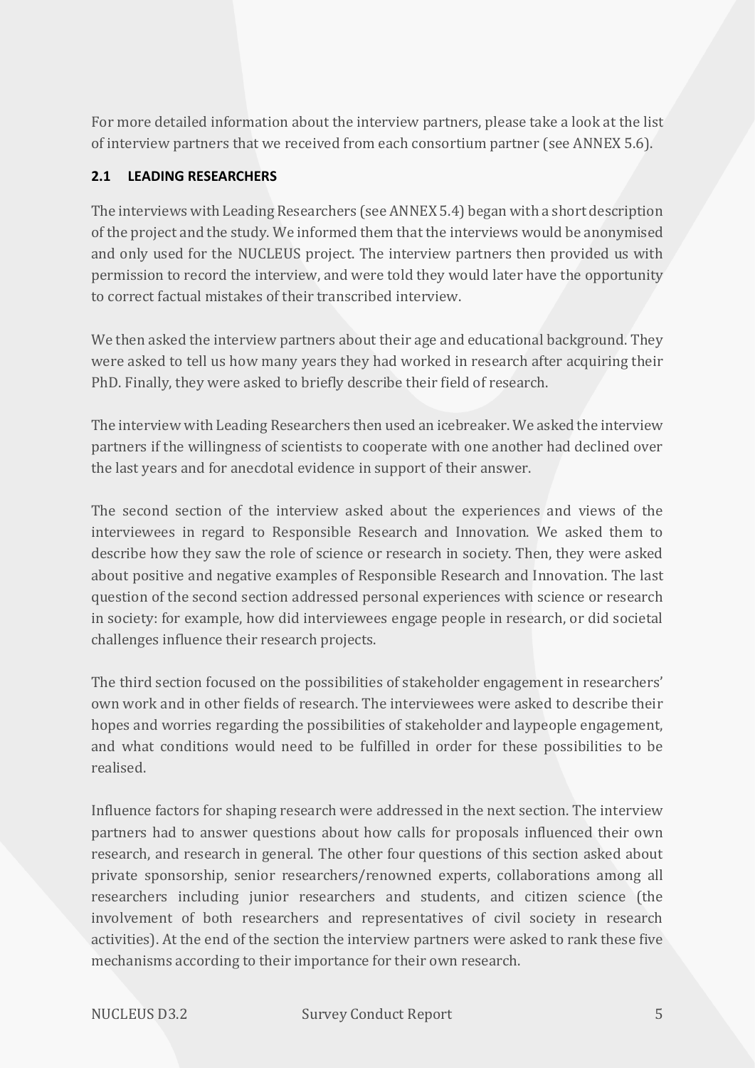For more detailed information about the interview partners, please take a look at the list of interview partners that we received from each consortium partner (see ANNEX 5.6).

## 2.1 LEADING RESEARCHERS

The interviews with Leading Researchers (see ANNEX 5.4) began with a short description of the project and the study. We informed them that the interviews would be anonymised and only used for the NUCLEUS project. The interview partners then provided us with permission to record the interview, and were told they would later have the opportunity to correct factual mistakes of their transcribed interview.

We then asked the interview partners about their age and educational background. They were asked to tell us how many years they had worked in research after acquiring their PhD. Finally, they were asked to briefly describe their field of research.

The interview with Leading Researchers then used an icebreaker. We asked the interview partners if the willingness of scientists to cooperate with one another had declined over the last years and for anecdotal evidence in support of their answer.

The second section of the interview asked about the experiences and views of the interviewees in regard to Responsible Research and Innovation. We asked them to describe how they saw the role of science or research in society. Then, they were asked about positive and negative examples of Responsible Research and Innovation. The last question of the second section addressed personal experiences with science or research in society: for example, how did interviewees engage people in research, or did societal challenges influence their research projects.

The third section focused on the possibilities of stakeholder engagement in researchers' own work and in other fields of research. The interviewees were asked to describe their hopes and worries regarding the possibilities of stakeholder and laypeople engagement, and what conditions would need to be fulfilled in order for these possibilities to be realised.

Influence factors for shaping research were addressed in the next section. The interview partners had to answer questions about how calls for proposals influenced their own research, and research in general. The other four questions of this section asked about private sponsorship, senior researchers/renowned experts, collaborations among all researchers including junior researchers and students, and citizen science (the involvement of both researchers and representatives of civil society in research activities). At the end of the section the interview partners were asked to rank these five mechanisms according to their importance for their own research.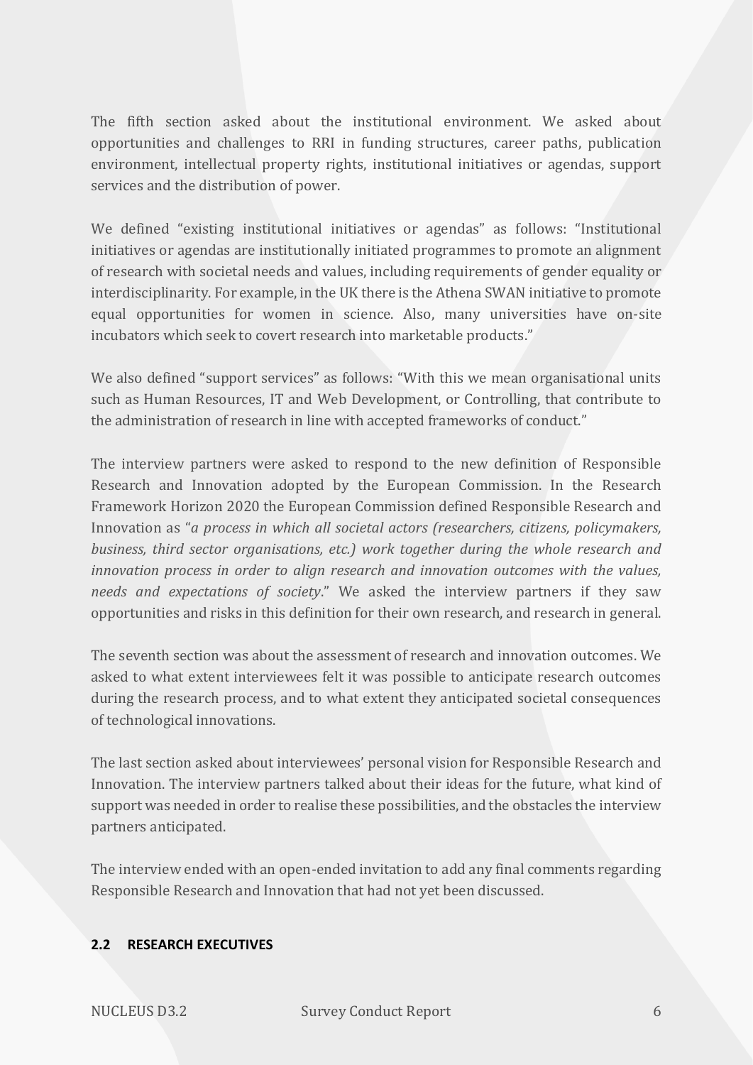The fifth section asked about the institutional environment. We asked about opportunities and challenges to RRI in funding structures, career paths, publication environment, intellectual property rights, institutional initiatives or agendas, support services and the distribution of power.

We defined "existing institutional initiatives or agendas" as follows: "Institutional initiatives or agendas are institutionally initiated programmes to promote an alignment of research with societal needs and values, including requirements of gender equality or interdisciplinarity. For example, in the UK there is the Athena SWAN initiative to promote equal opportunities for women in science. Also, many universities have on-site incubators which seek to covert research into marketable products."

We also defined "support services" as follows: "With this we mean organisational units such as Human Resources, IT and Web Development, or Controlling, that contribute to the administration of research in line with accepted frameworks of conduct."

The interview partners were asked to respond to the new definition of Responsible Research and Innovation adopted by the European Commission. In the Research Framework Horizon 2020 the European Commission defined Responsible Research and Innovation as "*a process in which all societal actors (researchers, citizens, policymakers, business, third sector organisations, etc.) work together during the whole research and innovation process in order to align research and innovation outcomes with the values, needs and expectations of society*." We asked the interview partners if they saw opportunities and risks in this definition for their own research, and research in general.

The seventh section was about the assessment of research and innovation outcomes. We asked to what extent interviewees felt it was possible to anticipate research outcomes during the research process, and to what extent they anticipated societal consequences of technological innovations.

The last section asked about interviewees' personal vision for Responsible Research and Innovation. The interview partners talked about their ideas for the future, what kind of support was needed in order to realise these possibilities, and the obstacles the interview partners anticipated.

The interview ended with an open-ended invitation to add any final comments regarding Responsible Research and Innovation that had not yet been discussed.

## 2.2 RESEARCH EXECUTIVES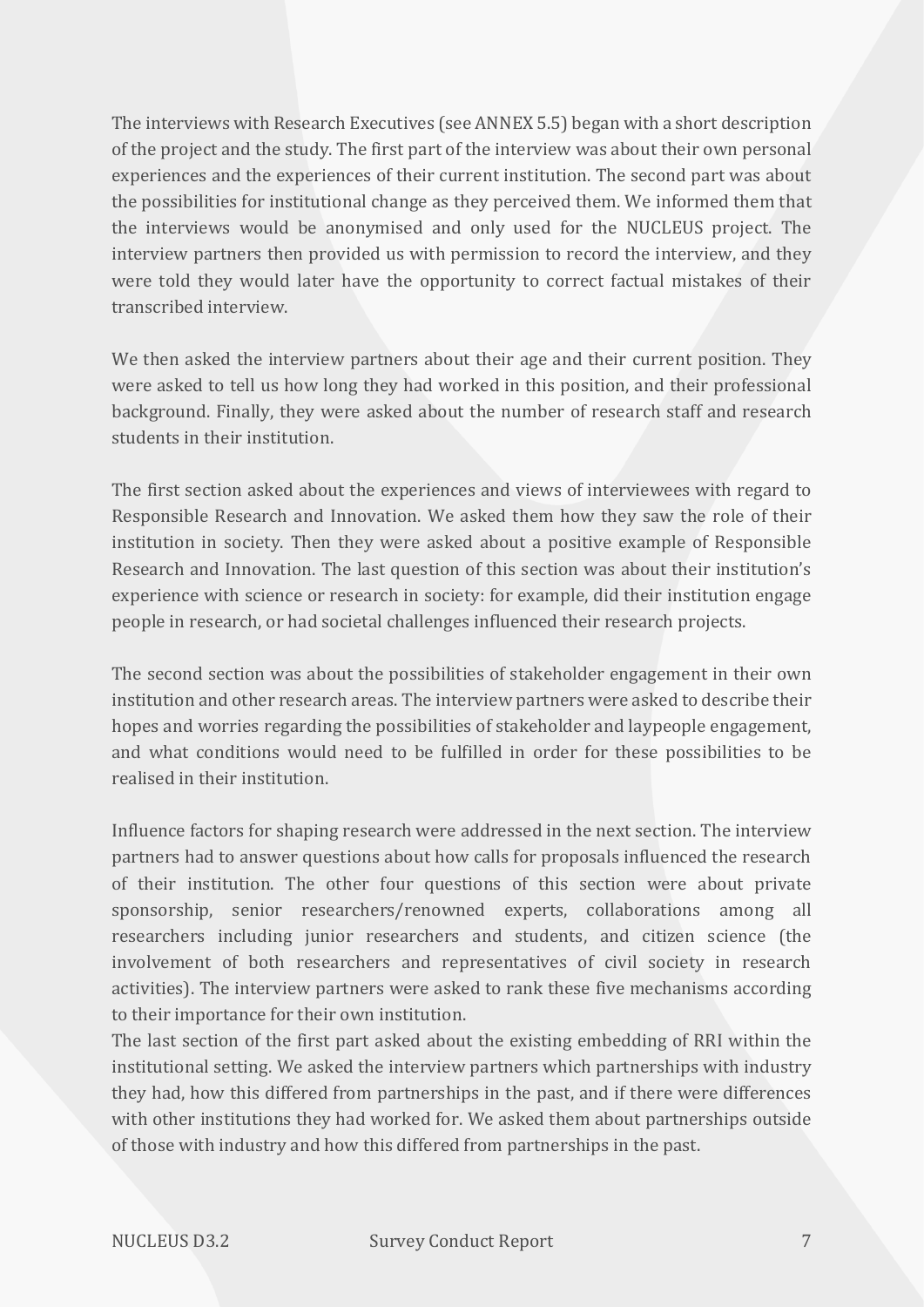The interviews with Research Executives (see ANNEX 5.5) began with a short description of the project and the study. The first part of the interview was about their own personal experiences and the experiences of their current institution. The second part was about the possibilities for institutional change as they perceived them. We informed them that the interviews would be anonymised and only used for the NUCLEUS project. The interview partners then provided us with permission to record the interview, and they were told they would later have the opportunity to correct factual mistakes of their transcribed interview.

We then asked the interview partners about their age and their current position. They were asked to tell us how long they had worked in this position, and their professional background. Finally, they were asked about the number of research staff and research students in their institution.

The first section asked about the experiences and views of interviewees with regard to Responsible Research and Innovation. We asked them how they saw the role of their institution in society. Then they were asked about a positive example of Responsible Research and Innovation. The last question of this section was about their institution's experience with science or research in society: for example, did their institution engage people in research, or had societal challenges influenced their research projects.

The second section was about the possibilities of stakeholder engagement in their own institution and other research areas. The interview partners were asked to describe their hopes and worries regarding the possibilities of stakeholder and laypeople engagement, and what conditions would need to be fulfilled in order for these possibilities to be realised in their institution.

Influence factors for shaping research were addressed in the next section. The interview partners had to answer questions about how calls for proposals influenced the research of their institution. The other four questions of this section were about private sponsorship, senior researchers/renowned experts, collaborations among all researchers including junior researchers and students, and citizen science (the involvement of both researchers and representatives of civil society in research activities). The interview partners were asked to rank these five mechanisms according to their importance for their own institution.

The last section of the first part asked about the existing embedding of RRI within the institutional setting. We asked the interview partners which partnerships with industry they had, how this differed from partnerships in the past, and if there were differences with other institutions they had worked for. We asked them about partnerships outside of those with industry and how this differed from partnerships in the past.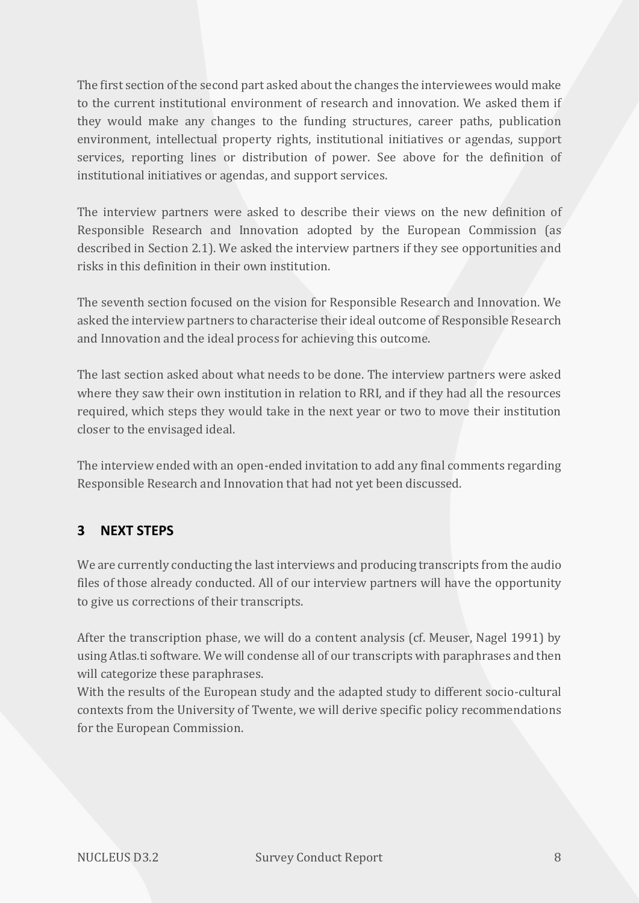The first section of the second part asked about the changes the interviewees would make to the current institutional environment of research and innovation. We asked them if they would make any changes to the funding structures, career paths, publication environment, intellectual property rights, institutional initiatives or agendas, support services, reporting lines or distribution of power. See above for the definition of institutional initiatives or agendas, and support services.

The interview partners were asked to describe their views on the new definition of Responsible Research and Innovation adopted by the European Commission (as described in Section 2.1). We asked the interview partners if they see opportunities and risks in this definition in their own institution.

The seventh section focused on the vision for Responsible Research and Innovation. We asked the interview partners to characterise their ideal outcome of Responsible Research and Innovation and the ideal process for achieving this outcome.

The last section asked about what needs to be done. The interview partners were asked where they saw their own institution in relation to RRI, and if they had all the resources required, which steps they would take in the next year or two to move their institution closer to the envisaged ideal.

The interview ended with an open-ended invitation to add any final comments regarding Responsible Research and Innovation that had not yet been discussed.

## 3 NEXT STEPS

We are currently conducting the last interviews and producing transcripts from the audio files of those already conducted. All of our interview partners will have the opportunity to give us corrections of their transcripts.

After the transcription phase, we will do a content analysis (cf. Meuser, Nagel 1991) by using Atlas.ti software. We will condense all of our transcripts with paraphrases and then will categorize these paraphrases.
With the results of the European study and the adapted study to different socio-cultural contexts from the University of Twente, we will derive specific policy recommendations for the European Commission.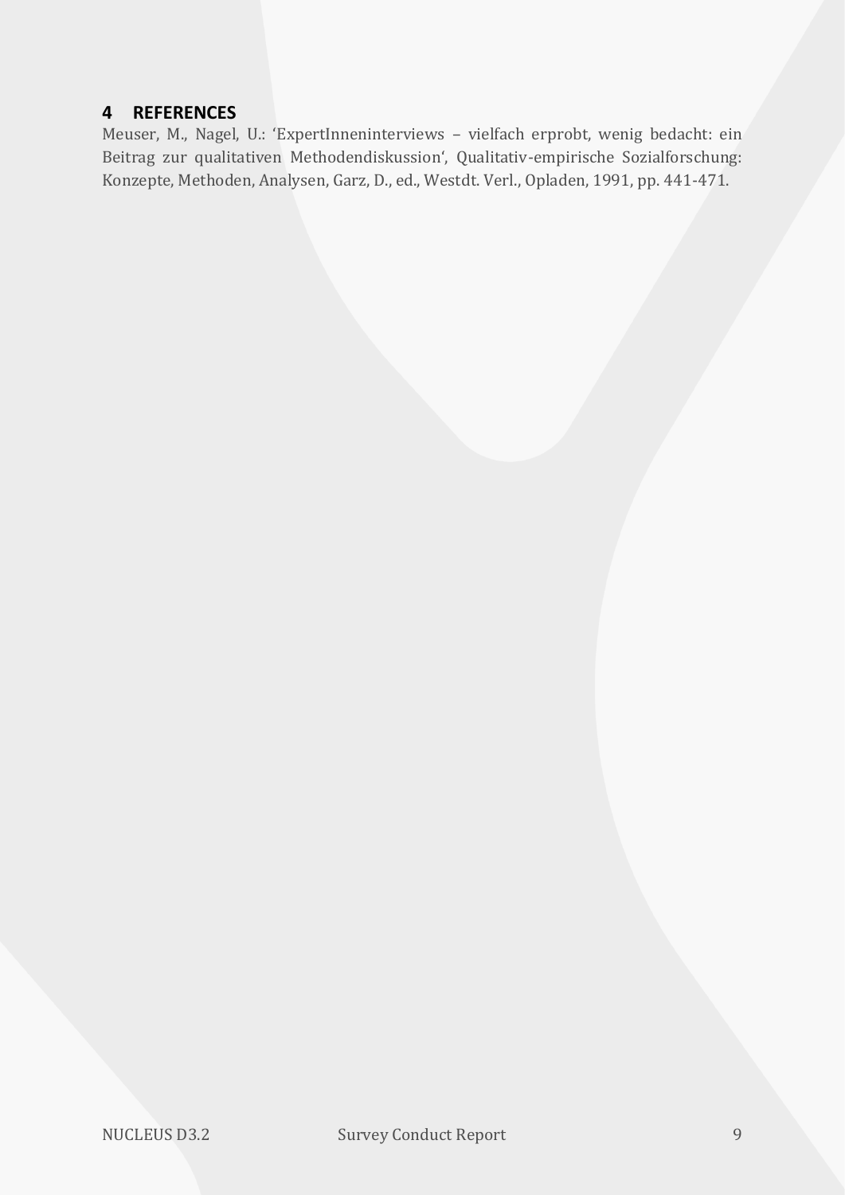# 4 REFERENCES

Meuser, M., Nagel, U.: 'ExpertInneninterviews – vielfach erprobt, wenig bedacht: ein Beitrag zur qualitativen Methodendiskussion', Qualitativ-empirische Sozialforschung: Konzepte, Methoden, Analysen, Garz, D., ed., Westdt. Verl., Opladen, 1991, pp. 441-471.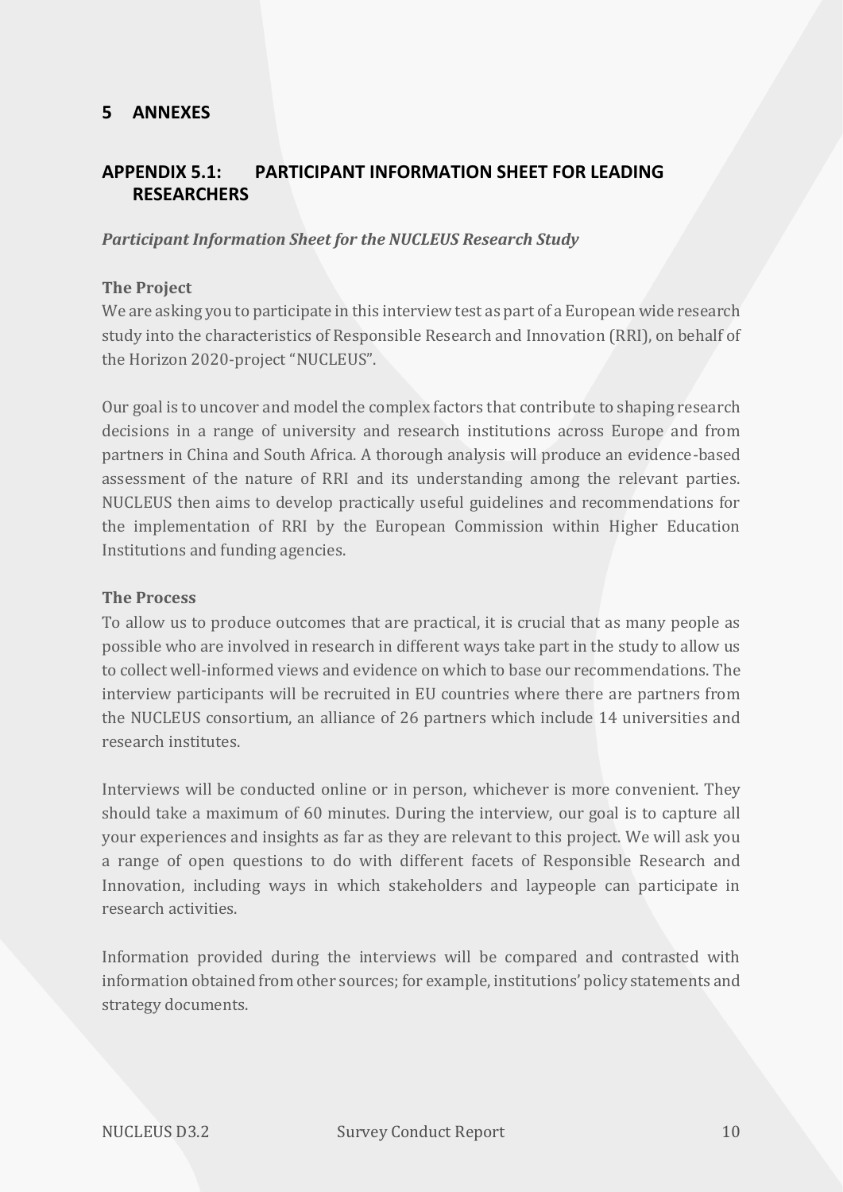# 5 ANNEXES

## APPENDIX 5.1: PARTICIPANT INFORMATION SHEET FOR LEADING RESEARCHERS

***Participant Information Sheet for the NUCLEUS Research Study***

**The Project**

We are asking you to participate in this interview test as part of a European wide research study into the characteristics of Responsible Research and Innovation (RRI), on behalf of the Horizon 2020-project "NUCLEUS".

Our goal is to uncover and model the complex factors that contribute to shaping research decisions in a range of university and research institutions across Europe and from partners in China and South Africa. A thorough analysis will produce an evidence-based assessment of the nature of RRI and its understanding among the relevant parties. NUCLEUS then aims to develop practically useful guidelines and recommendations for the implementation of RRI by the European Commission within Higher Education Institutions and funding agencies.

**The Process**

To allow us to produce outcomes that are practical, it is crucial that as many people as possible who are involved in research in different ways take part in the study to allow us to collect well-informed views and evidence on which to base our recommendations. The interview participants will be recruited in EU countries where there are partners from the NUCLEUS consortium, an alliance of 26 partners which include 14 universities and research institutes.

Interviews will be conducted online or in person, whichever is more convenient. They should take a maximum of 60 minutes. During the interview, our goal is to capture all your experiences and insights as far as they are relevant to this project. We will ask you a range of open questions to do with different facets of Responsible Research and Innovation, including ways in which stakeholders and laypeople can participate in research activities.

Information provided during the interviews will be compared and contrasted with information obtained from other sources; for example, institutions' policy statements and strategy documents.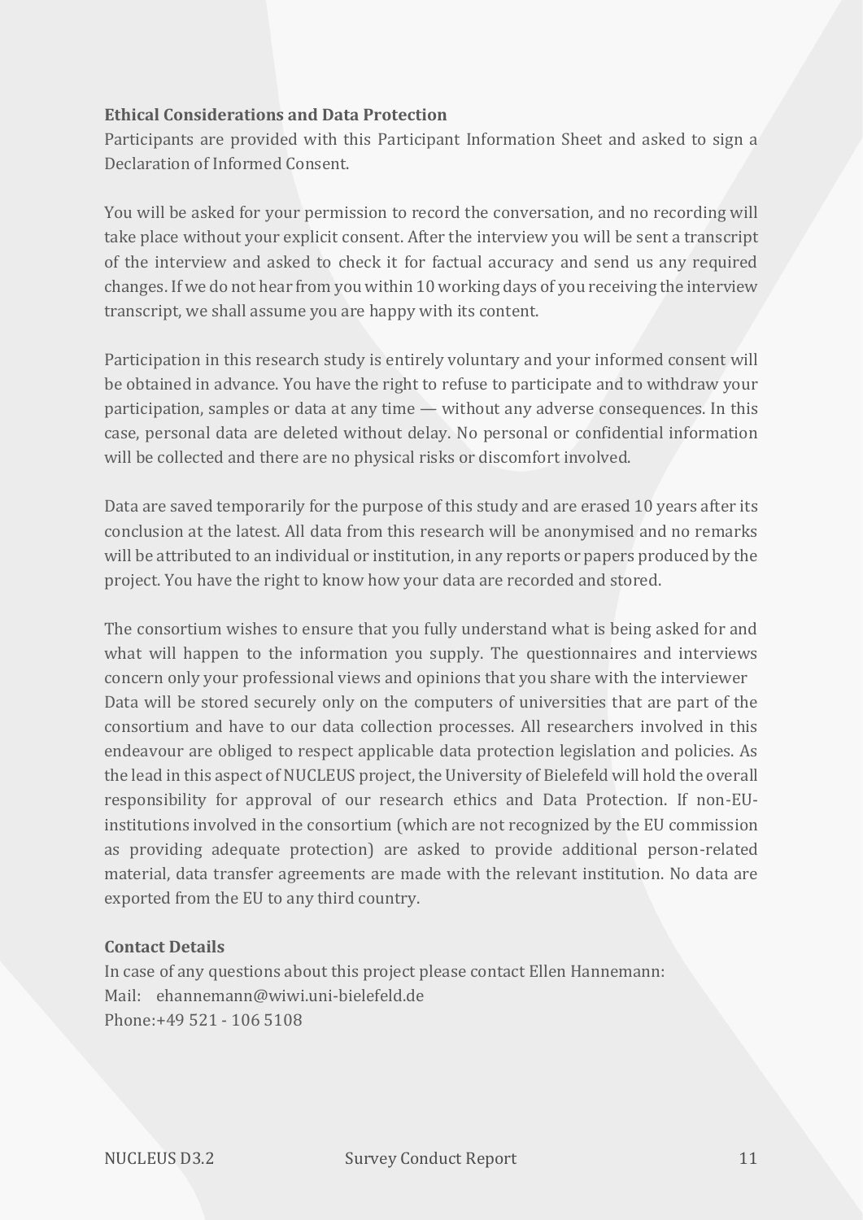**Ethical Considerations and Data Protection**

Participants are provided with this Participant Information Sheet and asked to sign a Declaration of Informed Consent.

You will be asked for your permission to record the conversation, and no recording will take place without your explicit consent. After the interview you will be sent a transcript of the interview and asked to check it for factual accuracy and send us any required changes. If we do not hear from you within 10 working days of you receiving the interview transcript, we shall assume you are happy with its content.

Participation in this research study is entirely voluntary and your informed consent will be obtained in advance. You have the right to refuse to participate and to withdraw your participation, samples or data at any time — without any adverse consequences. In this case, personal data are deleted without delay. No personal or confidential information will be collected and there are no physical risks or discomfort involved.

Data are saved temporarily for the purpose of this study and are erased 10 years after its conclusion at the latest. All data from this research will be anonymised and no remarks will be attributed to an individual or institution, in any reports or papers produced by the project. You have the right to know how your data are recorded and stored.

The consortium wishes to ensure that you fully understand what is being asked for and what will happen to the information you supply. The questionnaires and interviews concern only your professional views and opinions that you share with the interviewer
Data will be stored securely only on the computers of universities that are part of the consortium and have to our data collection processes. All researchers involved in this endeavour are obliged to respect applicable data protection legislation and policies. As the lead in this aspect of NUCLEUS project, the University of Bielefeld will hold the overall responsibility for approval of our research ethics and Data Protection. If non-EU-institutions involved in the consortium (which are not recognized by the EU commission as providing adequate protection) are asked to provide additional person-related material, data transfer agreements are made with the relevant institution. No data are exported from the EU to any third country.

**Contact Details**

In case of any questions about this project please contact Ellen Hannemann:
Mail: ehannemann@wiwi.uni-bielefeld.de
Phone:+49 521 - 106 5108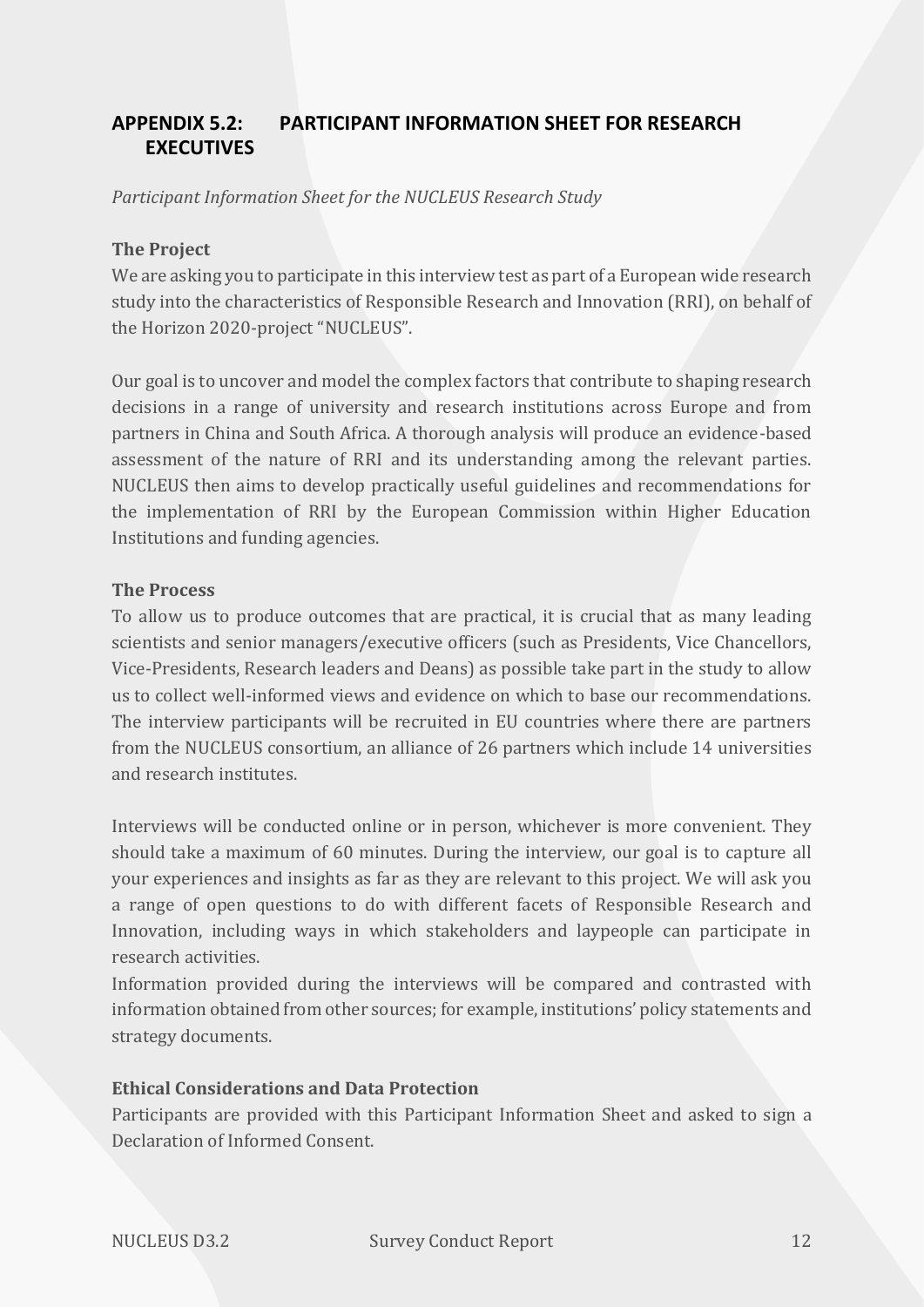## APPENDIX 5.2: PARTICIPANT INFORMATION SHEET FOR RESEARCH EXECUTIVES

*Participant Information Sheet for the NUCLEUS Research Study*

**The Project**

We are asking you to participate in this interview test as part of a European wide research study into the characteristics of Responsible Research and Innovation (RRI), on behalf of the Horizon 2020-project "NUCLEUS".

Our goal is to uncover and model the complex factors that contribute to shaping research decisions in a range of university and research institutions across Europe and from partners in China and South Africa. A thorough analysis will produce an evidence-based assessment of the nature of RRI and its understanding among the relevant parties. NUCLEUS then aims to develop practically useful guidelines and recommendations for the implementation of RRI by the European Commission within Higher Education Institutions and funding agencies.

**The Process**

To allow us to produce outcomes that are practical, it is crucial that as many leading scientists and senior managers/executive officers (such as Presidents, Vice Chancellors, Vice-Presidents, Research leaders and Deans) as possible take part in the study to allow us to collect well-informed views and evidence on which to base our recommendations. The interview participants will be recruited in EU countries where there are partners from the NUCLEUS consortium, an alliance of 26 partners which include 14 universities and research institutes.

Interviews will be conducted online or in person, whichever is more convenient. They should take a maximum of 60 minutes. During the interview, our goal is to capture all your experiences and insights as far as they are relevant to this project. We will ask you a range of open questions to do with different facets of Responsible Research and Innovation, including ways in which stakeholders and laypeople can participate in research activities.

Information provided during the interviews will be compared and contrasted with information obtained from other sources; for example, institutions' policy statements and strategy documents.

**Ethical Considerations and Data Protection**

Participants are provided with this Participant Information Sheet and asked to sign a Declaration of Informed Consent.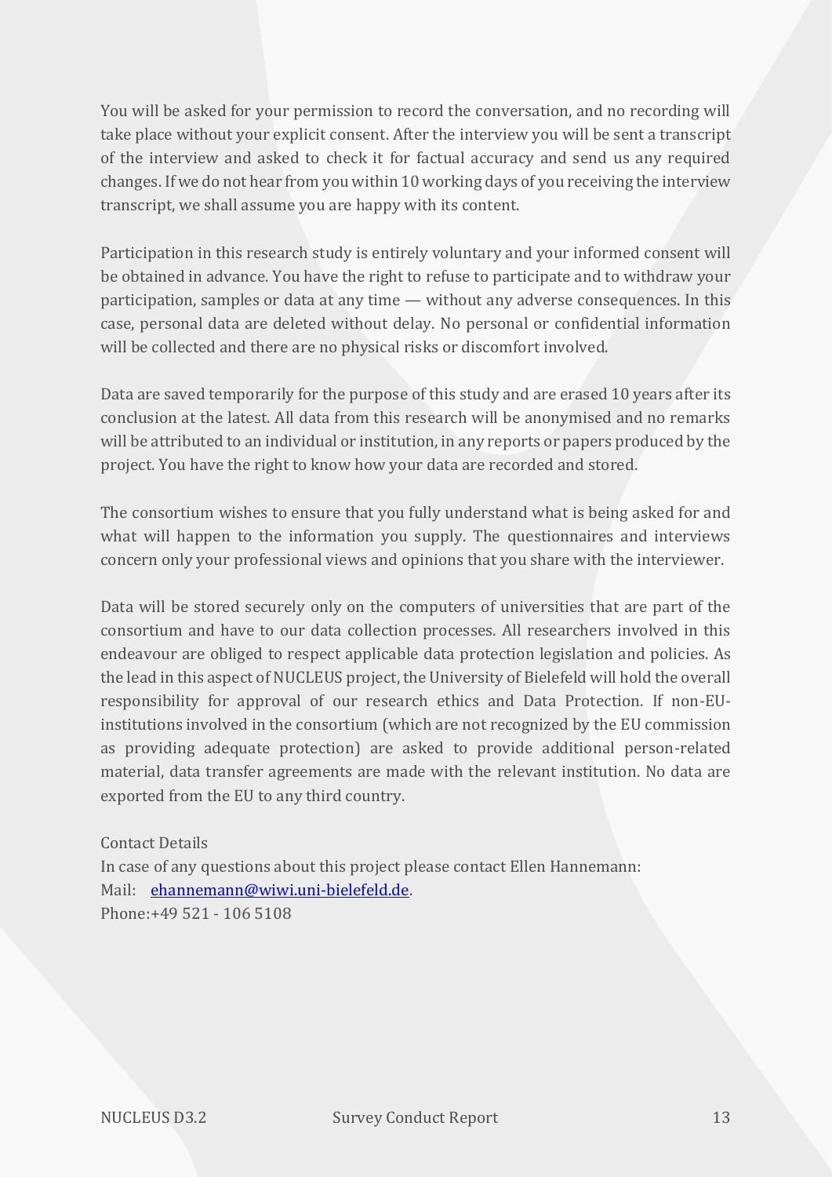You will be asked for your permission to record the conversation, and no recording will take place without your explicit consent. After the interview you will be sent a transcript of the interview and asked to check it for factual accuracy and send us any required changes. If we do not hear from you within 10 working days of you receiving the interview transcript, we shall assume you are happy with its content.

Participation in this research study is entirely voluntary and your informed consent will be obtained in advance. You have the right to refuse to participate and to withdraw your participation, samples or data at any time — without any adverse consequences. In this case, personal data are deleted without delay. No personal or confidential information will be collected and there are no physical risks or discomfort involved.

Data are saved temporarily for the purpose of this study and are erased 10 years after its conclusion at the latest. All data from this research will be anonymised and no remarks will be attributed to an individual or institution, in any reports or papers produced by the project. You have the right to know how your data are recorded and stored.

The consortium wishes to ensure that you fully understand what is being asked for and what will happen to the information you supply. The questionnaires and interviews concern only your professional views and opinions that you share with the interviewer.

Data will be stored securely only on the computers of universities that are part of the consortium and have to our data collection processes. All researchers involved in this endeavour are obliged to respect applicable data protection legislation and policies. As the lead in this aspect of NUCLEUS project, the University of Bielefeld will hold the overall responsibility for approval of our research ethics and Data Protection. If non-EU-institutions involved in the consortium (which are not recognized by the EU commission as providing adequate protection) are asked to provide additional person-related material, data transfer agreements are made with the relevant institution. No data are exported from the EU to any third country.

Contact Details
In case of any questions about this project please contact Ellen Hannemann:
Mail: ehannemann@wiwi.uni-bielefeld.de.
Phone:+49 521 - 106 5108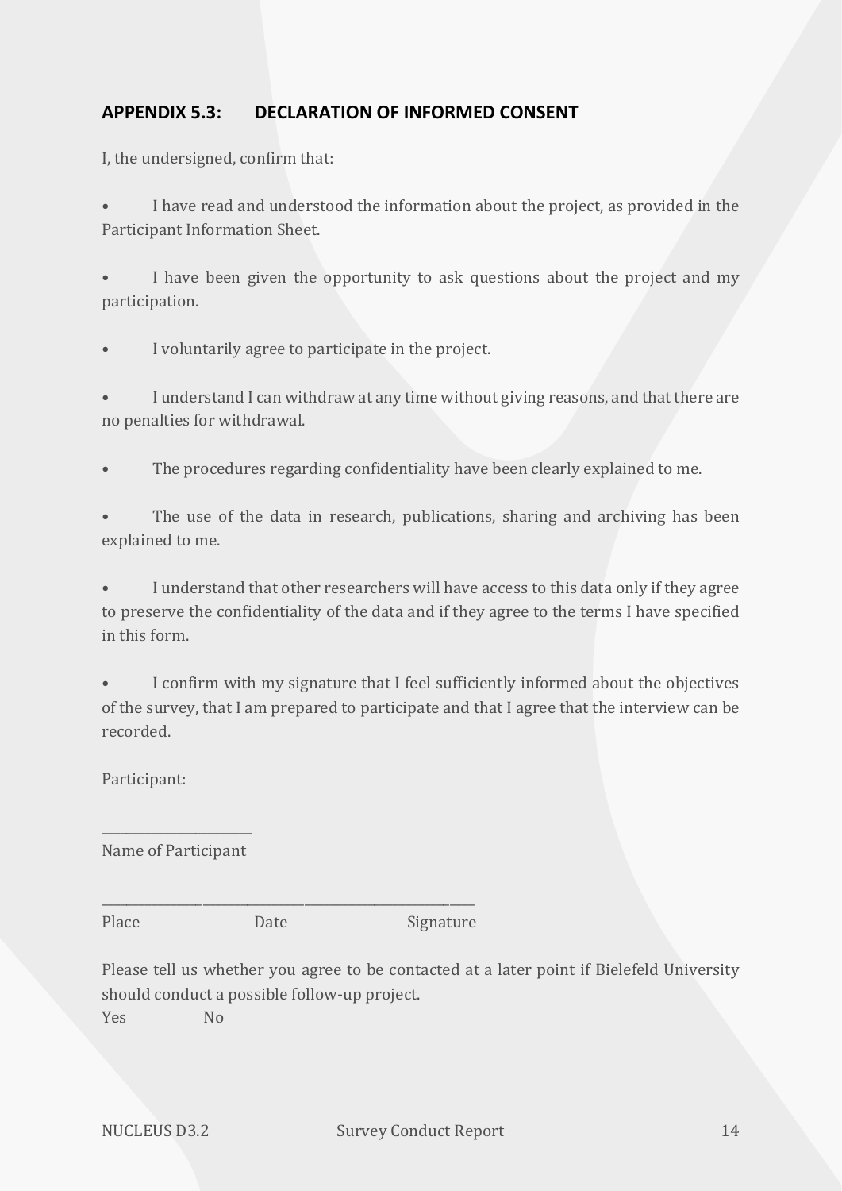## APPENDIX 5.3: DECLARATION OF INFORMED CONSENT

I, the undersigned, confirm that:

- I have read and understood the information about the project, as provided in the Participant Information Sheet.

- I have been given the opportunity to ask questions about the project and my participation.

- I voluntarily agree to participate in the project.

- I understand I can withdraw at any time without giving reasons, and that there are no penalties for withdrawal.

- The procedures regarding confidentiality have been clearly explained to me.

- The use of the data in research, publications, sharing and archiving has been explained to me.

- I understand that other researchers will have access to this data only if they agree to preserve the confidentiality of the data and if they agree to the terms I have specified in this form.

- I confirm with my signature that I feel sufficiently informed about the objectives of the survey, that I am prepared to participate and that I agree that the interview can be recorded.

Participant:

______________________

Name of Participant

_______________________________________________________

Place                    Date                    Signature

Please tell us whether you agree to be contacted at a later point if Bielefeld University should conduct a possible follow-up project.

Yes          No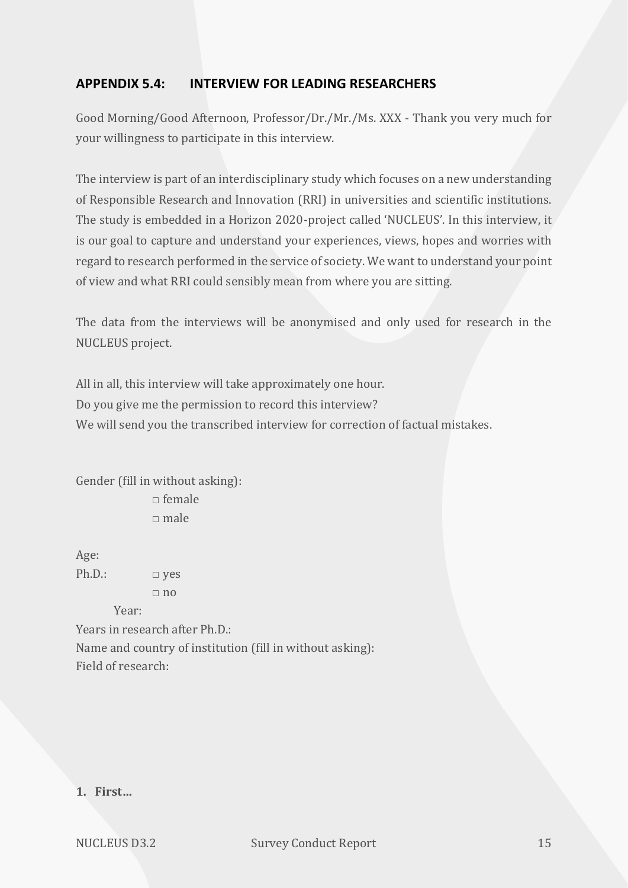## APPENDIX 5.4: INTERVIEW FOR LEADING RESEARCHERS

Good Morning/Good Afternoon, Professor/Dr./Mr./Ms. XXX - Thank you very much for your willingness to participate in this interview.

The interview is part of an interdisciplinary study which focuses on a new understanding of Responsible Research and Innovation (RRI) in universities and scientific institutions. The study is embedded in a Horizon 2020-project called 'NUCLEUS'. In this interview, it is our goal to capture and understand your experiences, views, hopes and worries with regard to research performed in the service of society. We want to understand your point of view and what RRI could sensibly mean from where you are sitting.

The data from the interviews will be anonymised and only used for research in the NUCLEUS project.

All in all, this interview will take approximately one hour.
Do you give me the permission to record this interview?
We will send you the transcribed interview for correction of factual mistakes.

Gender (fill in without asking):
□ female
□ male

Age:
Ph.D.: □ yes
□ no
Year:
Years in research after Ph.D.:
Name and country of institution (fill in without asking):
Field of research:

1. **First…**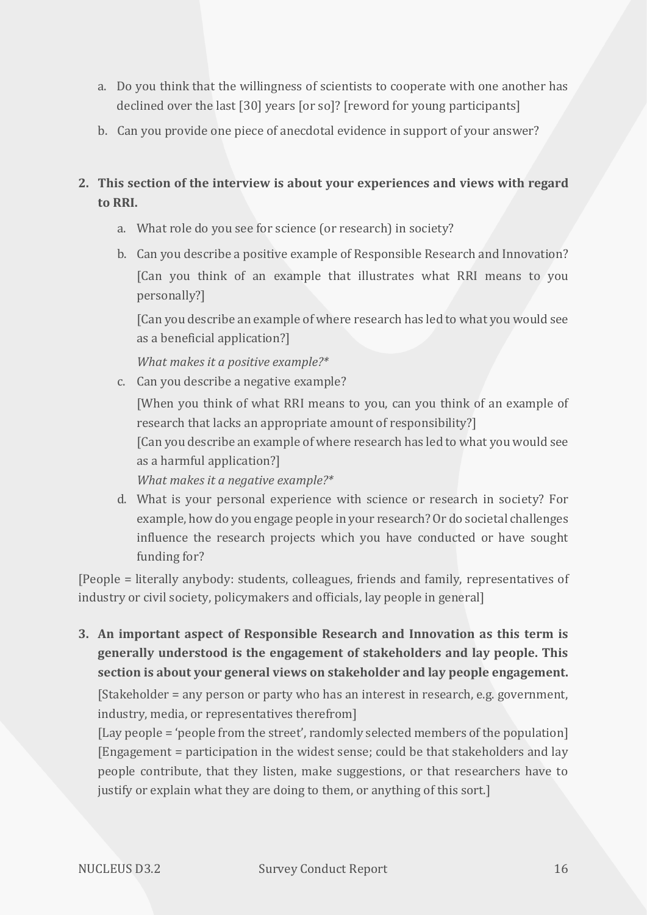a. Do you think that the willingness of scientists to cooperate with one another has declined over the last [30] years [or so]? [reword for young participants]

b. Can you provide one piece of anecdotal evidence in support of your answer?

2. **This section of the interview is about your experiences and views with regard to RRI.**

   a. What role do you see for science (or research) in society?

   b. Can you describe a positive example of Responsible Research and Innovation?

      [Can you think of an example that illustrates what RRI means to you personally?]

      [Can you describe an example of where research has led to what you would see as a beneficial application?]

      *What makes it a positive example?**

   c. Can you describe a negative example?

      [When you think of what RRI means to you, can you think of an example of research that lacks an appropriate amount of responsibility?]

      [Can you describe an example of where research has led to what you would see as a harmful application?]

      *What makes it a negative example?**

   d. What is your personal experience with science or research in society? For example, how do you engage people in your research? Or do societal challenges influence the research projects which you have conducted or have sought funding for?

[People = literally anybody: students, colleagues, friends and family, representatives of industry or civil society, policymakers and officials, lay people in general]

3. **An important aspect of Responsible Research and Innovation as this term is generally understood is the engagement of stakeholders and lay people. This section is about your general views on stakeholder and lay people engagement.**

   [Stakeholder = any person or party who has an interest in research, e.g. government, industry, media, or representatives therefrom]

   [Lay people = 'people from the street', randomly selected members of the population]

   [Engagement = participation in the widest sense; could be that stakeholders and lay people contribute, that they listen, make suggestions, or that researchers have to justify or explain what they are doing to them, or anything of this sort.]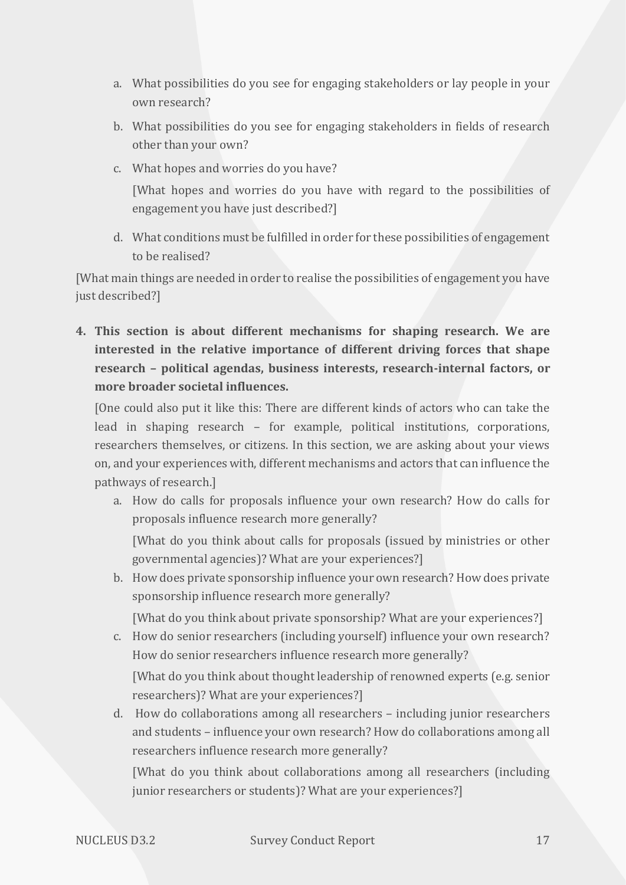a. What possibilities do you see for engaging stakeholders or lay people in your own research?

b. What possibilities do you see for engaging stakeholders in fields of research other than your own?

c. What hopes and worries do you have?

   [What hopes and worries do you have with regard to the possibilities of engagement you have just described?]

d. What conditions must be fulfilled in order for these possibilities of engagement to be realised?

[What main things are needed in order to realise the possibilities of engagement you have just described?]

4. **This section is about different mechanisms for shaping research. We are interested in the relative importance of different driving forces that shape research – political agendas, business interests, research-internal factors, or more broader societal influences.**

   [One could also put it like this: There are different kinds of actors who can take the lead in shaping research – for example, political institutions, corporations, researchers themselves, or citizens. In this section, we are asking about your views on, and your experiences with, different mechanisms and actors that can influence the pathways of research.]

   a. How do calls for proposals influence your own research? How do calls for proposals influence research more generally?

      [What do you think about calls for proposals (issued by ministries or other governmental agencies)? What are your experiences?]

   b. How does private sponsorship influence your own research? How does private sponsorship influence research more generally?

      [What do you think about private sponsorship? What are your experiences?]

   c. How do senior researchers (including yourself) influence your own research? How do senior researchers influence research more generally?

      [What do you think about thought leadership of renowned experts (e.g. senior researchers)? What are your experiences?]

   d. How do collaborations among all researchers – including junior researchers and students – influence your own research? How do collaborations among all researchers influence research more generally?

      [What do you think about collaborations among all researchers (including junior researchers or students)? What are your experiences?]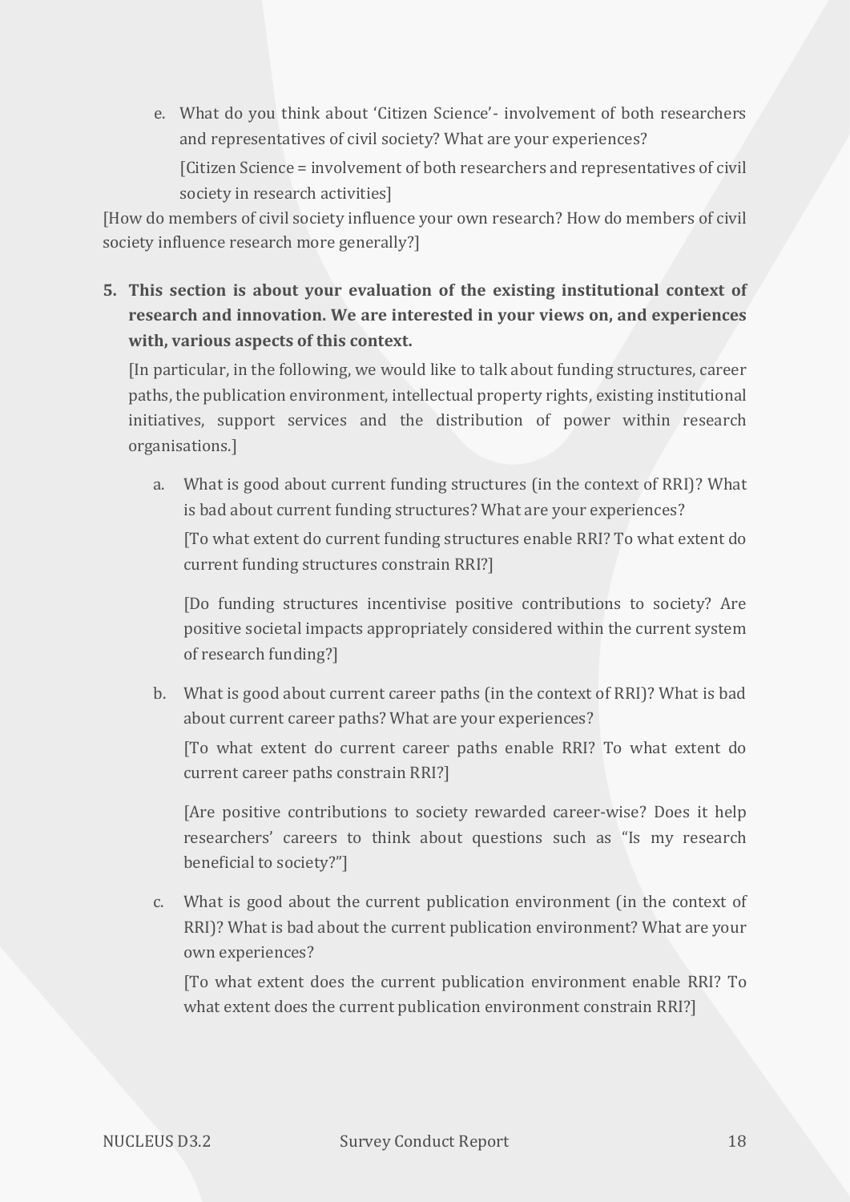e. What do you think about 'Citizen Science'- involvement of both researchers and representatives of civil society? What are your experiences?

   [Citizen Science = involvement of both researchers and representatives of civil society in research activities]

[How do members of civil society influence your own research? How do members of civil society influence research more generally?]

5. **This section is about your evaluation of the existing institutional context of research and innovation. We are interested in your views on, and experiences with, various aspects of this context.**

   [In particular, in the following, we would like to talk about funding structures, career paths, the publication environment, intellectual property rights, existing institutional initiatives, support services and the distribution of power within research organisations.]

   a. What is good about current funding structures (in the context of RRI)? What is bad about current funding structures? What are your experiences?

      [To what extent do current funding structures enable RRI? To what extent do current funding structures constrain RRI?]

      [Do funding structures incentivise positive contributions to society? Are positive societal impacts appropriately considered within the current system of research funding?]

   b. What is good about current career paths (in the context of RRI)? What is bad about current career paths? What are your experiences?

      [To what extent do current career paths enable RRI? To what extent do current career paths constrain RRI?]

      [Are positive contributions to society rewarded career-wise? Does it help researchers' careers to think about questions such as "Is my research beneficial to society?"]

   c. What is good about the current publication environment (in the context of RRI)? What is bad about the current publication environment? What are your own experiences?

      [To what extent does the current publication environment enable RRI? To what extent does the current publication environment constrain RRI?]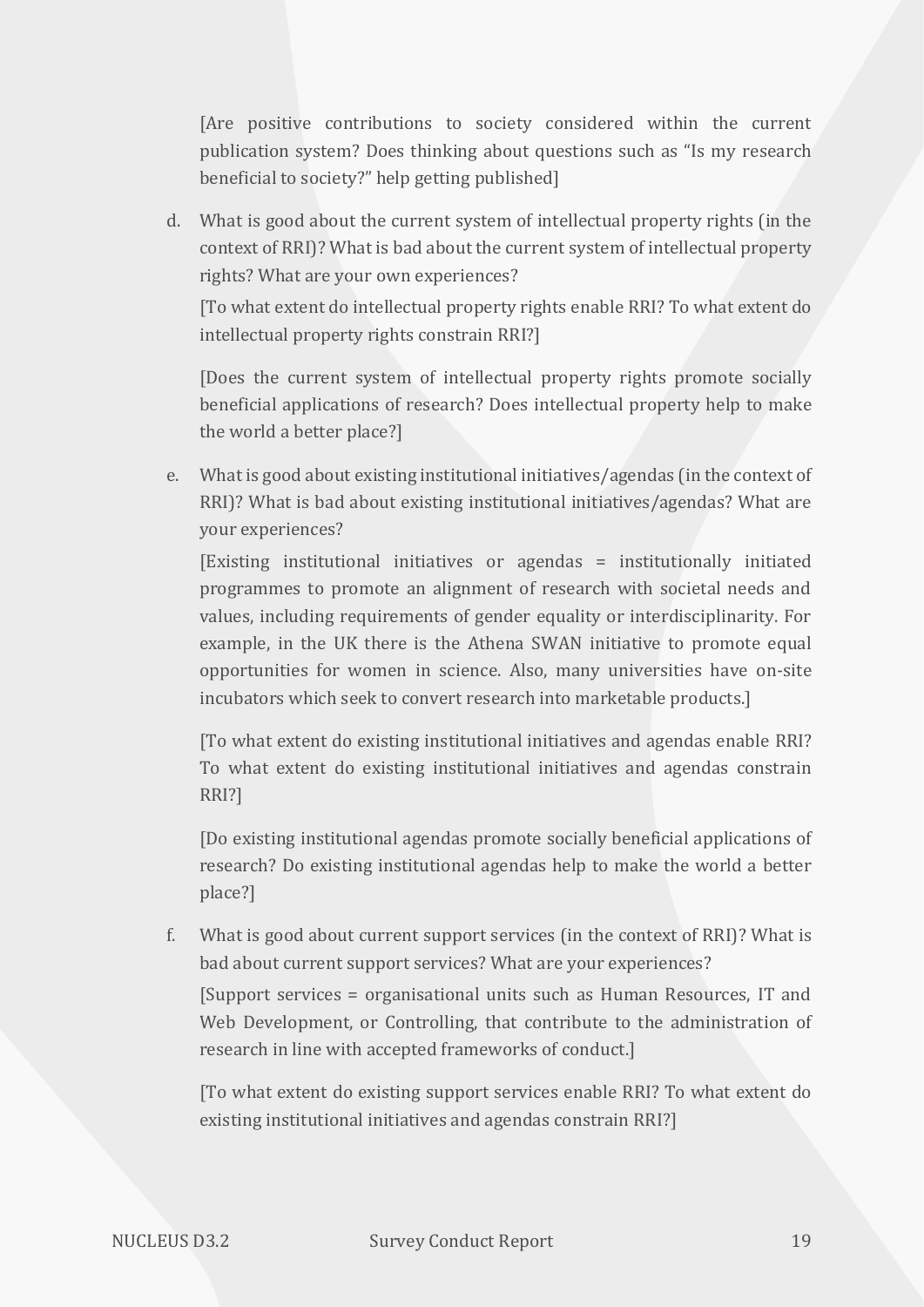[Are positive contributions to society considered within the current publication system? Does thinking about questions such as "Is my research beneficial to society?" help getting published]

d. What is good about the current system of intellectual property rights (in the context of RRI)? What is bad about the current system of intellectual property rights? What are your own experiences?

   [To what extent do intellectual property rights enable RRI? To what extent do intellectual property rights constrain RRI?]

   [Does the current system of intellectual property rights promote socially beneficial applications of research? Does intellectual property help to make the world a better place?]

e. What is good about existing institutional initiatives/agendas (in the context of RRI)? What is bad about existing institutional initiatives/agendas? What are your experiences?

   [Existing institutional initiatives or agendas = institutionally initiated programmes to promote an alignment of research with societal needs and values, including requirements of gender equality or interdisciplinarity. For example, in the UK there is the Athena SWAN initiative to promote equal opportunities for women in science. Also, many universities have on-site incubators which seek to convert research into marketable products.]

   [To what extent do existing institutional initiatives and agendas enable RRI? To what extent do existing institutional initiatives and agendas constrain RRI?]

   [Do existing institutional agendas promote socially beneficial applications of research? Do existing institutional agendas help to make the world a better place?]

f. What is good about current support services (in the context of RRI)? What is bad about current support services? What are your experiences?

   [Support services = organisational units such as Human Resources, IT and Web Development, or Controlling, that contribute to the administration of research in line with accepted frameworks of conduct.]

   [To what extent do existing support services enable RRI? To what extent do existing institutional initiatives and agendas constrain RRI?]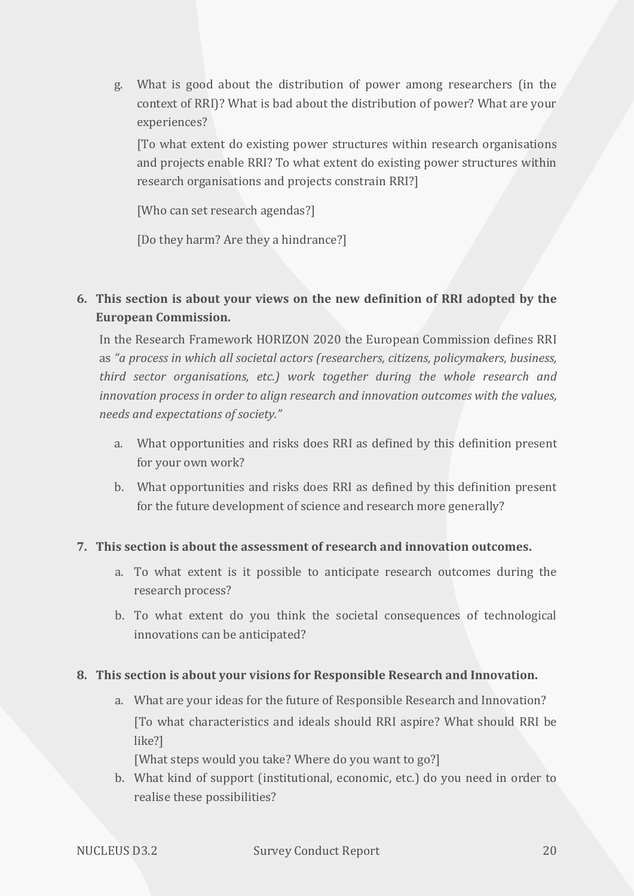g. What is good about the distribution of power among researchers (in the context of RRI)? What is bad about the distribution of power? What are your experiences?

   [To what extent do existing power structures within research organisations and projects enable RRI? To what extent do existing power structures within research organisations and projects constrain RRI?]

   [Who can set research agendas?]

   [Do they harm? Are they a hindrance?]

6. **This section is about your views on the new definition of RRI adopted by the European Commission.**

   In the Research Framework HORIZON 2020 the European Commission defines RRI as *"a process in which all societal actors (researchers, citizens, policymakers, business, third sector organisations, etc.) work together during the whole research and innovation process in order to align research and innovation outcomes with the values, needs and expectations of society."*

   a. What opportunities and risks does RRI as defined by this definition present for your own work?
   b. What opportunities and risks does RRI as defined by this definition present for the future development of science and research more generally?

7. **This section is about the assessment of research and innovation outcomes.**

   a. To what extent is it possible to anticipate research outcomes during the research process?
   b. To what extent do you think the societal consequences of technological innovations can be anticipated?

8. **This section is about your visions for Responsible Research and Innovation.**

   a. What are your ideas for the future of Responsible Research and Innovation?
      [To what characteristics and ideals should RRI aspire? What should RRI be like?]
      [What steps would you take? Where do you want to go?]
   b. What kind of support (institutional, economic, etc.) do you need in order to realise these possibilities?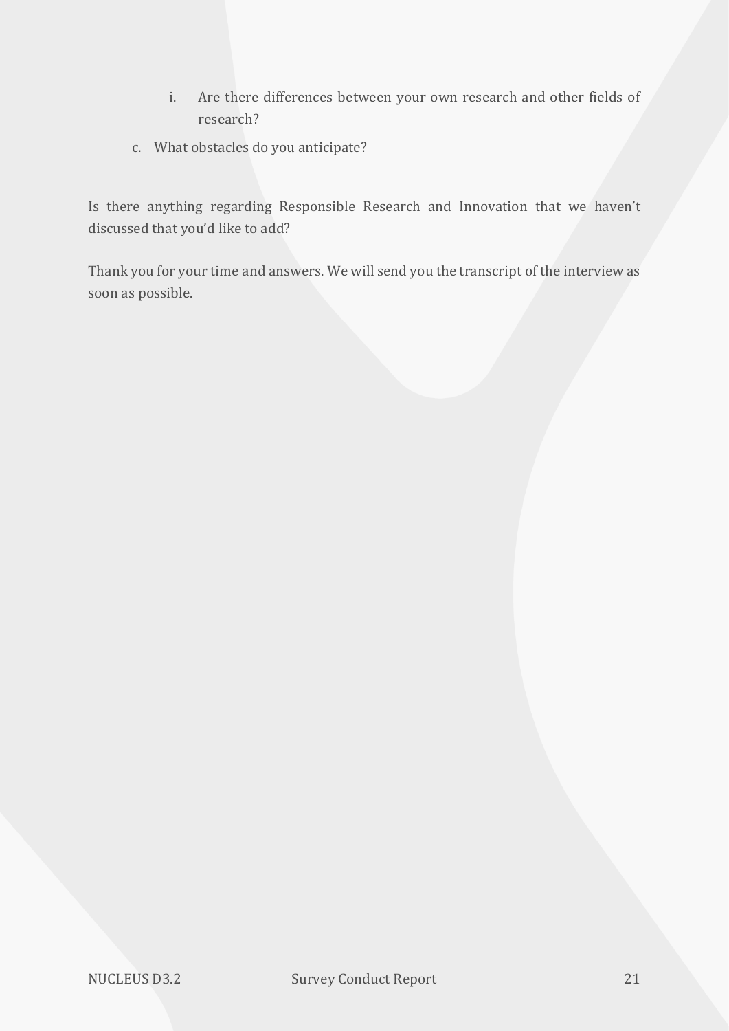i. Are there differences between your own research and other fields of research?

  c. What obstacles do you anticipate?

Is there anything regarding Responsible Research and Innovation that we haven't discussed that you'd like to add?

Thank you for your time and answers. We will send you the transcript of the interview as soon as possible.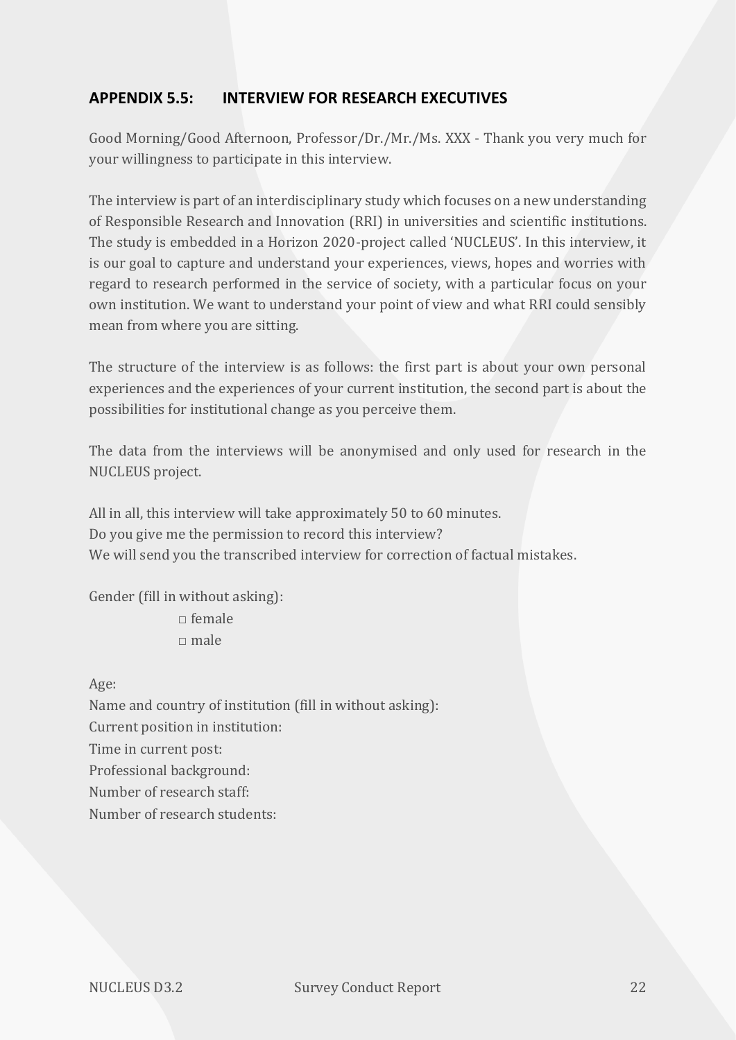## APPENDIX 5.5: INTERVIEW FOR RESEARCH EXECUTIVES

Good Morning/Good Afternoon, Professor/Dr./Mr./Ms. XXX - Thank you very much for your willingness to participate in this interview.

The interview is part of an interdisciplinary study which focuses on a new understanding of Responsible Research and Innovation (RRI) in universities and scientific institutions. The study is embedded in a Horizon 2020-project called 'NUCLEUS'. In this interview, it is our goal to capture and understand your experiences, views, hopes and worries with regard to research performed in the service of society, with a particular focus on your own institution. We want to understand your point of view and what RRI could sensibly mean from where you are sitting.

The structure of the interview is as follows: the first part is about your own personal experiences and the experiences of your current institution, the second part is about the possibilities for institutional change as you perceive them.

The data from the interviews will be anonymised and only used for research in the NUCLEUS project.

All in all, this interview will take approximately 50 to 60 minutes.
Do you give me the permission to record this interview?
We will send you the transcribed interview for correction of factual mistakes.

Gender (fill in without asking):

□ female
□ male

Age:
Name and country of institution (fill in without asking):
Current position in institution:
Time in current post:
Professional background:
Number of research staff:
Number of research students: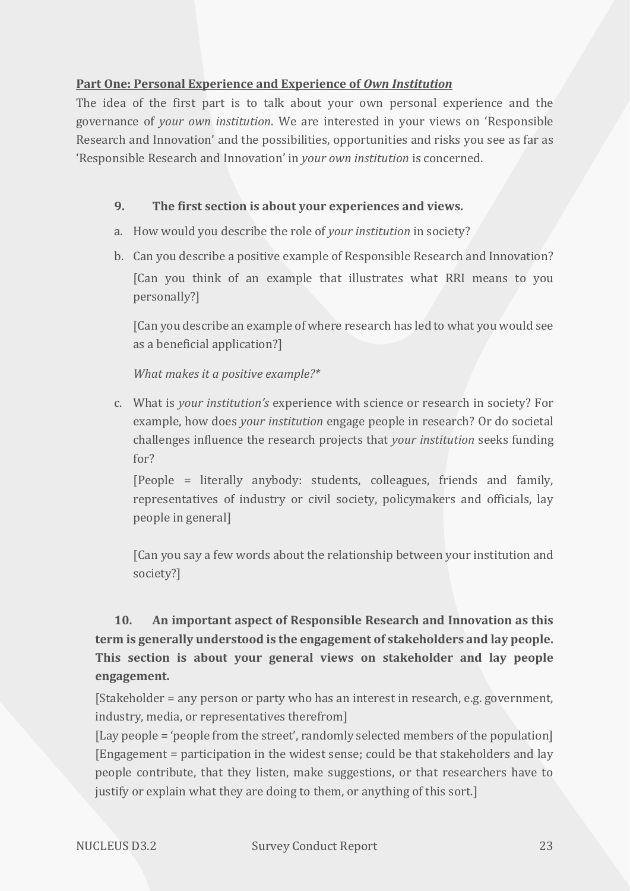**Part One: Personal Experience and Experience of *Own Institution***

The idea of the first part is to talk about your own personal experience and the governance of *your own institution*. We are interested in your views on 'Responsible Research and Innovation' and the possibilities, opportunities and risks you see as far as 'Responsible Research and Innovation' in *your own institution* is concerned.

**9. The first section is about your experiences and views.**

a. How would you describe the role of *your institution* in society?

b. Can you describe a positive example of Responsible Research and Innovation? [Can you think of an example that illustrates what RRI means to you personally?]

   [Can you describe an example of where research has led to what you would see as a beneficial application?]

   *What makes it a positive example?**

c. What is *your institution's* experience with science or research in society? For example, how does *your institution* engage people in research? Or do societal challenges influence the research projects that *your institution* seeks funding for?

   [People = literally anybody: students, colleagues, friends and family, representatives of industry or civil society, policymakers and officials, lay people in general]

   [Can you say a few words about the relationship between your institution and society?]

**10. An important aspect of Responsible Research and Innovation as this term is generally understood is the engagement of stakeholders and lay people. This section is about your general views on stakeholder and lay people engagement.**

[Stakeholder = any person or party who has an interest in research, e.g. government, industry, media, or representatives therefrom]
[Lay people = 'people from the street', randomly selected members of the population]
[Engagement = participation in the widest sense; could be that stakeholders and lay people contribute, that they listen, make suggestions, or that researchers have to justify or explain what they are doing to them, or anything of this sort.]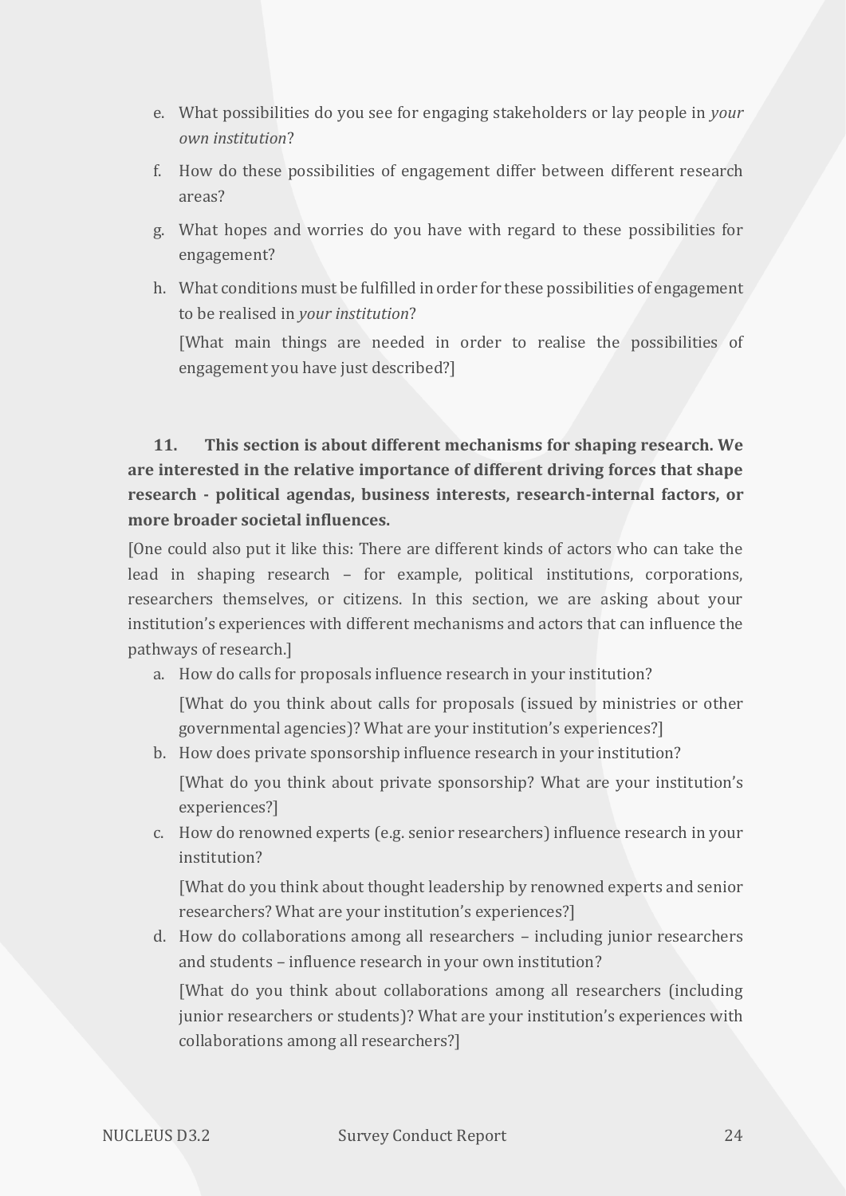e. What possibilities do you see for engaging stakeholders or lay people in *your own institution*?

f. How do these possibilities of engagement differ between different research areas?

g. What hopes and worries do you have with regard to these possibilities for engagement?

h. What conditions must be fulfilled in order for these possibilities of engagement to be realised in *your institution*?

   [What main things are needed in order to realise the possibilities of engagement you have just described?]

**11. This section is about different mechanisms for shaping research. We are interested in the relative importance of different driving forces that shape research - political agendas, business interests, research-internal factors, or more broader societal influences.**

[One could also put it like this: There are different kinds of actors who can take the lead in shaping research – for example, political institutions, corporations, researchers themselves, or citizens. In this section, we are asking about your institution's experiences with different mechanisms and actors that can influence the pathways of research.]

a. How do calls for proposals influence research in your institution?

   [What do you think about calls for proposals (issued by ministries or other governmental agencies)? What are your institution's experiences?]

b. How does private sponsorship influence research in your institution?

   [What do you think about private sponsorship? What are your institution's experiences?]

c. How do renowned experts (e.g. senior researchers) influence research in your institution?

   [What do you think about thought leadership by renowned experts and senior researchers? What are your institution's experiences?]

d. How do collaborations among all researchers – including junior researchers and students – influence research in your own institution?

   [What do you think about collaborations among all researchers (including junior researchers or students)? What are your institution's experiences with collaborations among all researchers?]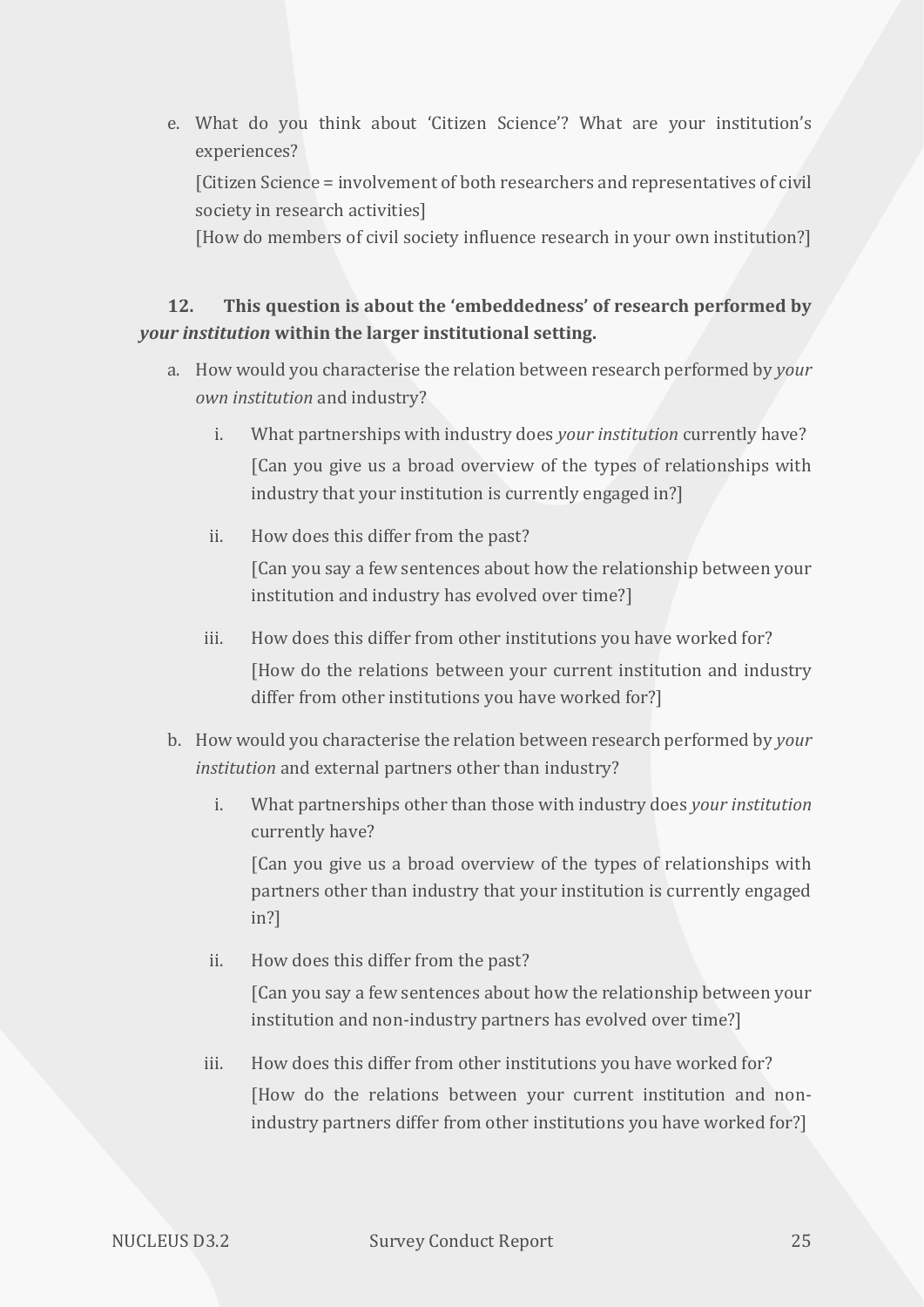e. What do you think about 'Citizen Science'? What are your institution's experiences?

   [Citizen Science = involvement of both researchers and representatives of civil society in research activities]

   [How do members of civil society influence research in your own institution?]

**12. This question is about the 'embeddedness' of research performed by *your institution* within the larger institutional setting.**

a. How would you characterise the relation between research performed by *your own institution* and industry?

   i. What partnerships with industry does *your institution* currently have?

      [Can you give us a broad overview of the types of relationships with industry that your institution is currently engaged in?]

   ii. How does this differ from the past?

      [Can you say a few sentences about how the relationship between your institution and industry has evolved over time?]

   iii. How does this differ from other institutions you have worked for?

      [How do the relations between your current institution and industry differ from other institutions you have worked for?]

b. How would you characterise the relation between research performed by *your institution* and external partners other than industry?

   i. What partnerships other than those with industry does *your institution* currently have?

      [Can you give us a broad overview of the types of relationships with partners other than industry that your institution is currently engaged in?]

   ii. How does this differ from the past?

      [Can you say a few sentences about how the relationship between your institution and non-industry partners has evolved over time?]

   iii. How does this differ from other institutions you have worked for?

      [How do the relations between your current institution and non-industry partners differ from other institutions you have worked for?]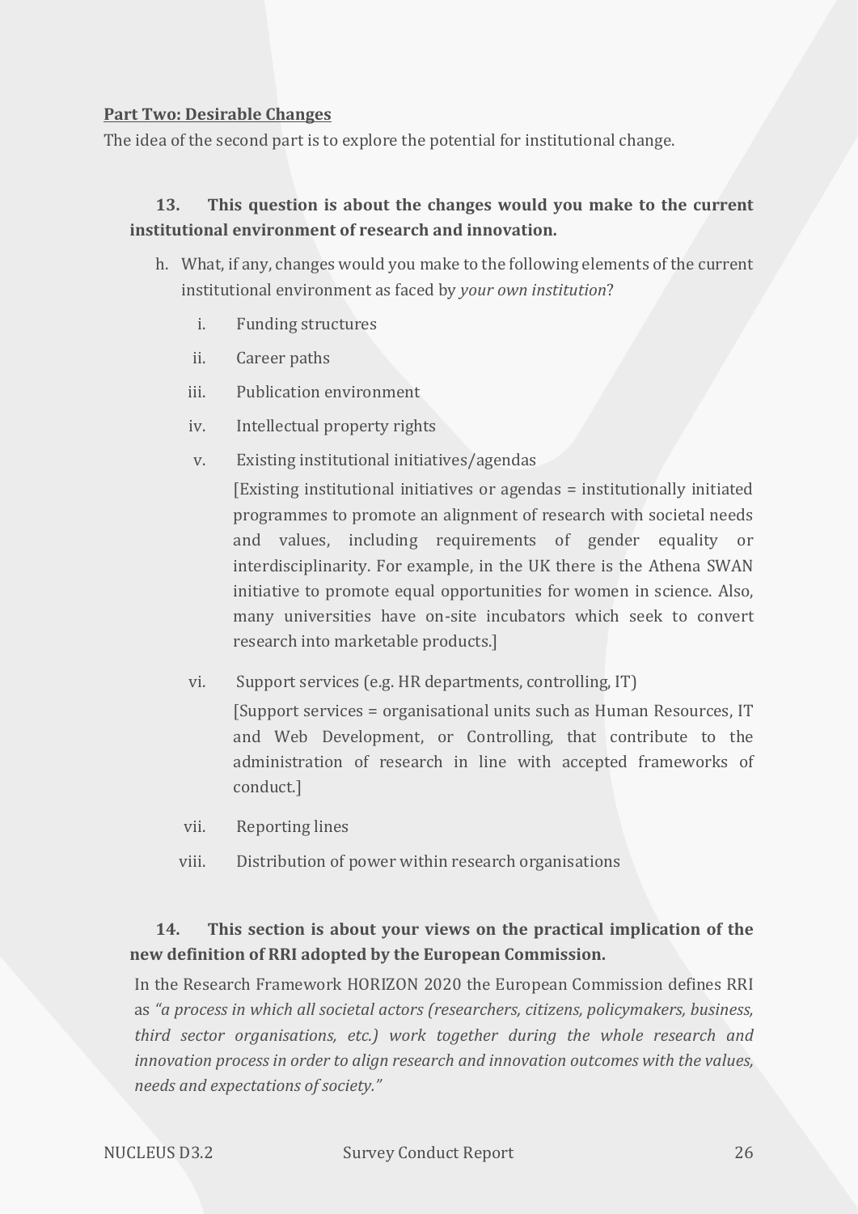**Part Two: Desirable Changes**

The idea of the second part is to explore the potential for institutional change.

**13. This question is about the changes would you make to the current institutional environment of research and innovation.**

h. What, if any, changes would you make to the following elements of the current institutional environment as faced by *your own institution*?

   i. Funding structures

   ii. Career paths

   iii. Publication environment

   iv. Intellectual property rights

   v. Existing institutional initiatives/agendas

      [Existing institutional initiatives or agendas = institutionally initiated programmes to promote an alignment of research with societal needs and values, including requirements of gender equality or interdisciplinarity. For example, in the UK there is the Athena SWAN initiative to promote equal opportunities for women in science. Also, many universities have on-site incubators which seek to convert research into marketable products.]

   vi. Support services (e.g. HR departments, controlling, IT)

      [Support services = organisational units such as Human Resources, IT and Web Development, or Controlling, that contribute to the administration of research in line with accepted frameworks of conduct.]

   vii. Reporting lines

   viii. Distribution of power within research organisations

**14. This section is about your views on the practical implication of the new definition of RRI adopted by the European Commission.**

In the Research Framework HORIZON 2020 the European Commission defines RRI as *"a process in which all societal actors (researchers, citizens, policymakers, business, third sector organisations, etc.) work together during the whole research and innovation process in order to align research and innovation outcomes with the values, needs and expectations of society."*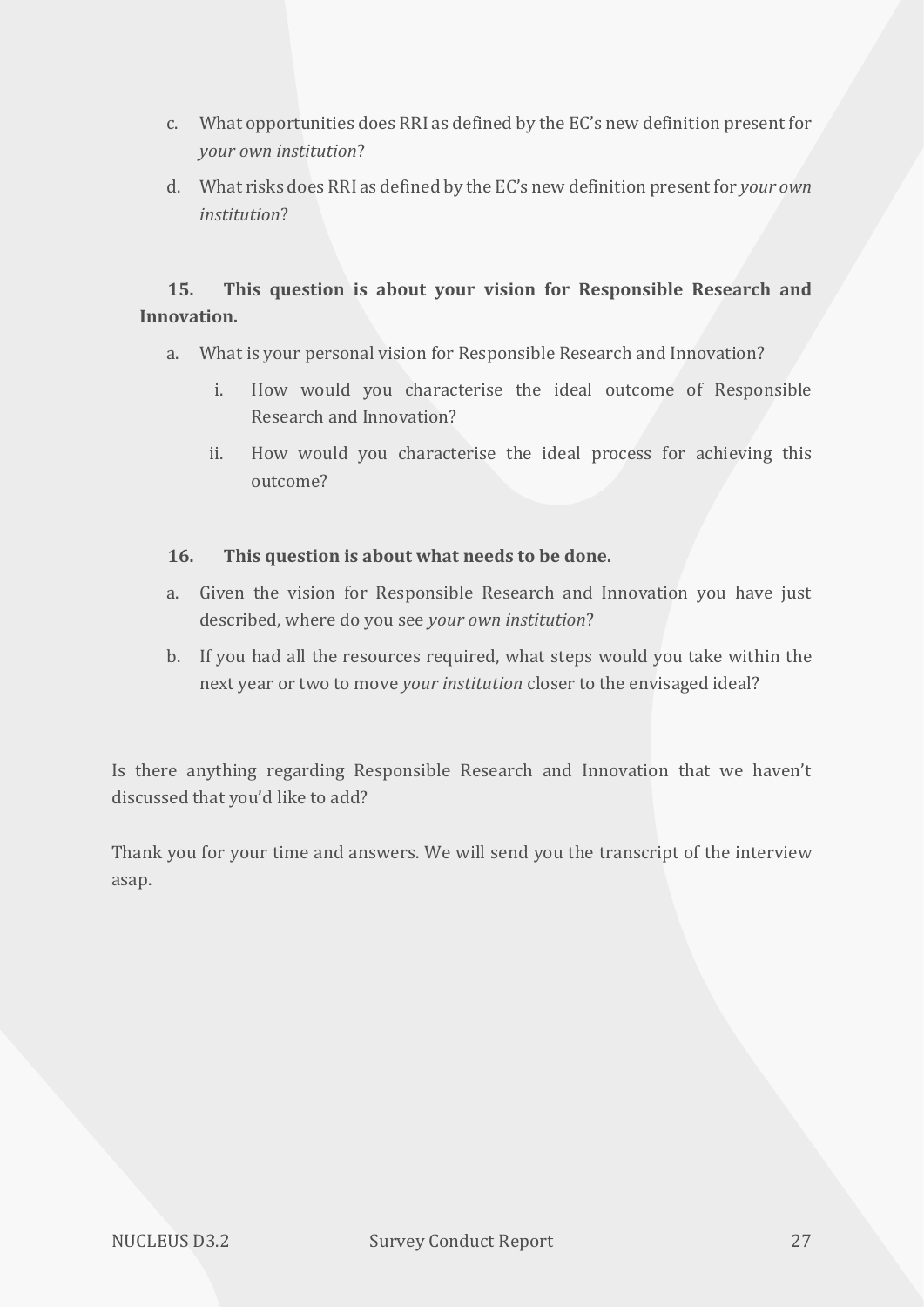c. What opportunities does RRI as defined by the EC's new definition present for *your own institution*?

d. What risks does RRI as defined by the EC's new definition present for *your own institution*?

**15. This question is about your vision for Responsible Research and Innovation.**

a. What is your personal vision for Responsible Research and Innovation?

   i. How would you characterise the ideal outcome of Responsible Research and Innovation?

   ii. How would you characterise the ideal process for achieving this outcome?

**16. This question is about what needs to be done.**

a. Given the vision for Responsible Research and Innovation you have just described, where do you see *your own institution*?

b. If you had all the resources required, what steps would you take within the next year or two to move *your institution* closer to the envisaged ideal?

Is there anything regarding Responsible Research and Innovation that we haven't discussed that you'd like to add?

Thank you for your time and answers. We will send you the transcript of the interview asap.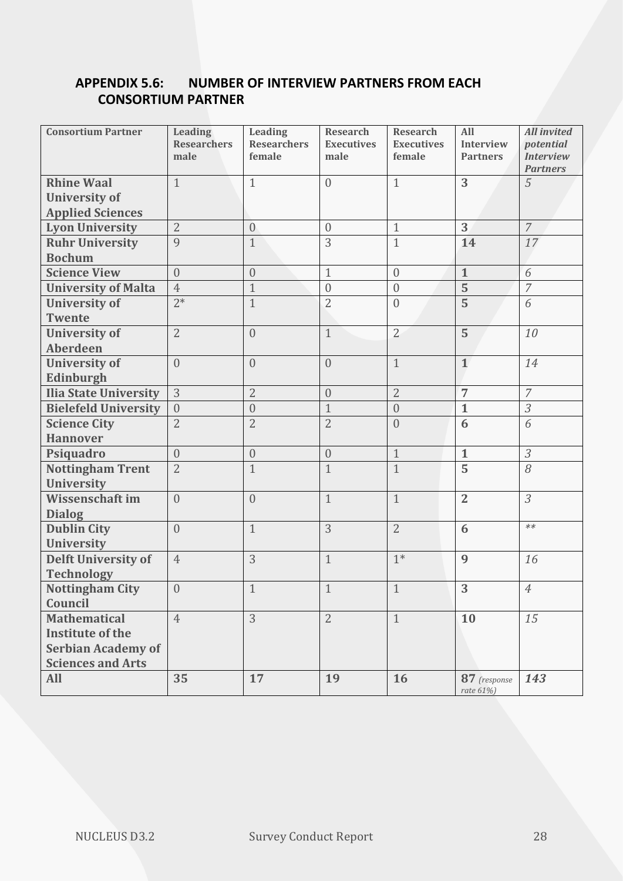## APPENDIX 5.6: NUMBER OF INTERVIEW PARTNERS FROM EACH CONSORTIUM PARTNER

| Consortium Partner | Leading Researchers male | Leading Researchers female | Research Executives male | Research Executives female | All Interview Partners | *All invited potential Interview Partners* |
|---|---|---|---|---|---|---|
| **Rhine Waal University of Applied Sciences** | 1 | 1 | 0 | 1 | **3** | *5* |
| **Lyon University** | 2 | 0 | 0 | 1 | **3** | *7* |
| **Ruhr University Bochum** | 9 | 1 | 3 | 1 | **14** | *17* |
| **Science View** | 0 | 0 | 1 | 0 | **1** | *6* |
| **University of Malta** | 4 | 1 | 0 | 0 | **5** | *7* |
| **University of Twente** | 2* | 1 | 2 | 0 | **5** | *6* |
| **University of Aberdeen** | 2 | 0 | 1 | 2 | **5** | *10* |
| **University of Edinburgh** | 0 | 0 | 0 | 1 | **1** | *14* |
| **Ilia State University** | 3 | 2 | 0 | 2 | **7** | *7* |
| **Bielefeld University** | 0 | 0 | 1 | 0 | **1** | *3* |
| **Science City Hannover** | 2 | 2 | 2 | 0 | **6** | *6* |
| **Psiquadro** | 0 | 0 | 0 | 1 | **1** | *3* |
| **Nottingham Trent University** | 2 | 1 | 1 | 1 | **5** | *8* |
| **Wissenschaft im Dialog** | 0 | 0 | 1 | 1 | **2** | *3* |
| **Dublin City University** | 0 | 1 | 3 | 2 | **6** | ** |
| **Delft University of Technology** | 4 | 3 | 1 | 1* | **9** | *16* |
| **Nottingham City Council** | 0 | 1 | 1 | 1 | **3** | *4* |
| **Mathematical Institute of the Serbian Academy of Sciences and Arts** | 4 | 3 | 2 | 1 | **10** | *15* |
| **All** | **35** | **17** | **19** | **16** | **87** *(response rate 61%)* | ***143*** |